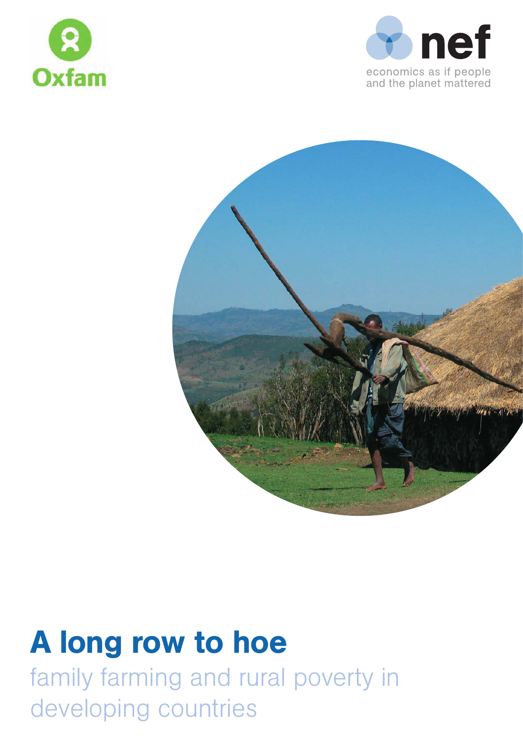Oxfam

nef

economics as if people and the planet mattered

# A long row to hoe

family farming and rural poverty in developing countries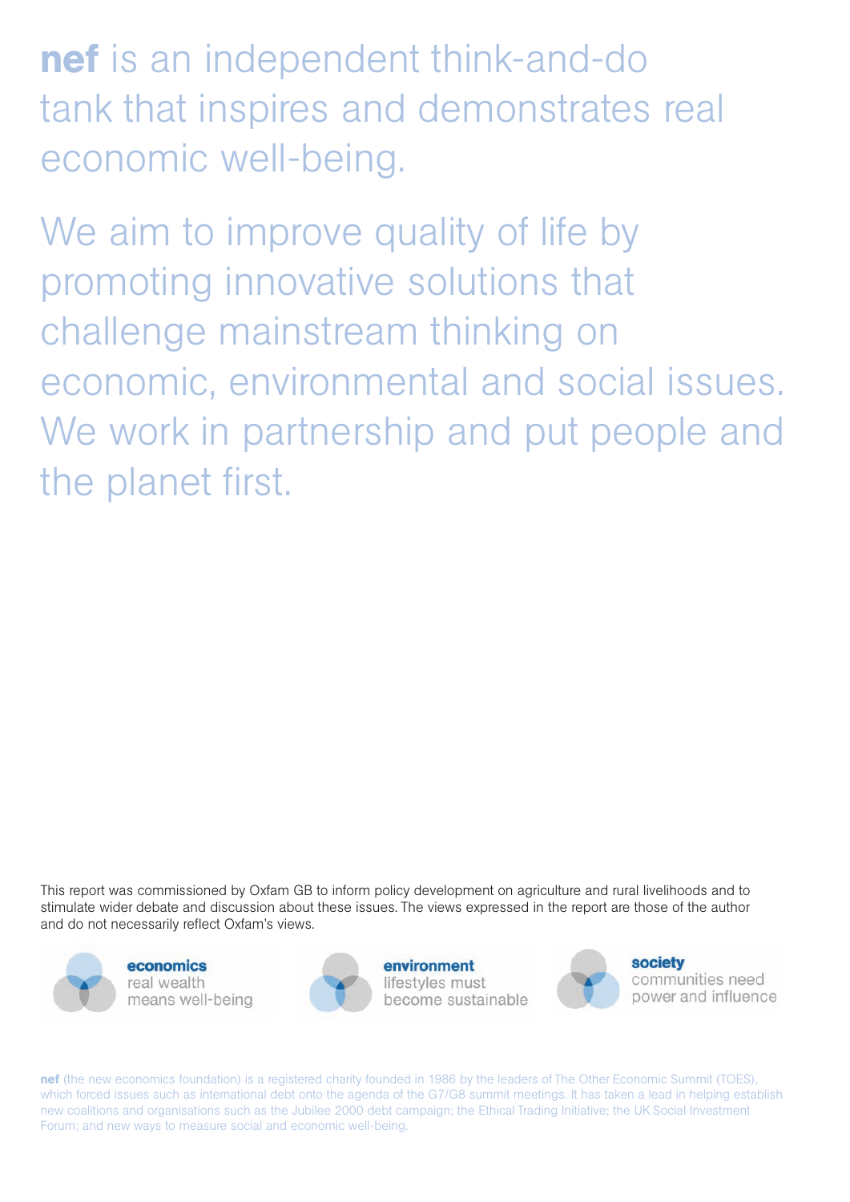**nef** is an independent think-and-do tank that inspires and demonstrates real economic well-being.

We aim to improve quality of life by promoting innovative solutions that challenge mainstream thinking on economic, environmental and social issues. We work in partnership and put people and the planet first.

This report was commissioned by Oxfam GB to inform policy development on agriculture and rural livelihoods and to stimulate wider debate and discussion about these issues. The views expressed in the report are those of the author and do not necessarily reflect Oxfam's views.

**economics**
real wealth means well-being

**environment**
lifestyles must become sustainable

**society**
communities need power and influence

**nef** (the new economics foundation) is a registered charity founded in 1986 by the leaders of The Other Economic Summit (TOES), which forced issues such as international debt onto the agenda of the G7/G8 summit meetings. It has taken a lead in helping establish new coalitions and organisations such as the Jubilee 2000 debt campaign; the Ethical Trading Initiative; the UK Social Investment Forum; and new ways to measure social and economic well-being.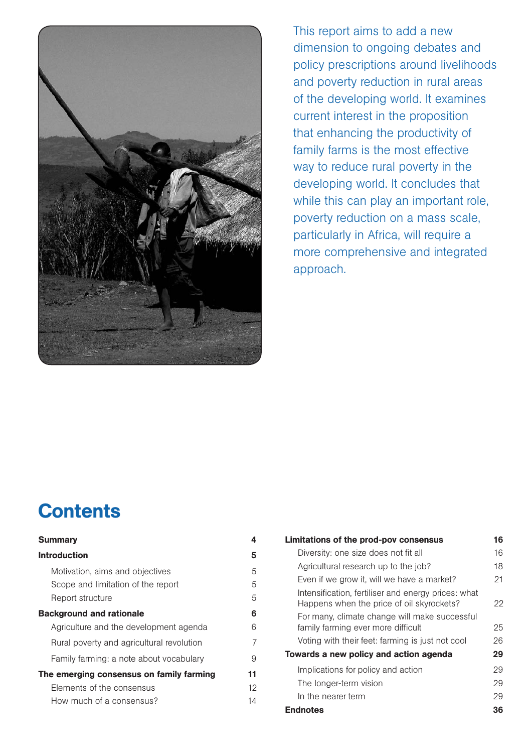This report aims to add a new dimension to ongoing debates and policy prescriptions around livelihoods and poverty reduction in rural areas of the developing world. It examines current interest in the proposition that enhancing the productivity of family farms is the most effective way to reduce rural poverty in the developing world. It concludes that while this can play an important role, poverty reduction on a mass scale, particularly in Africa, will require a more comprehensive and integrated approach.

# Contents

| | |
|---|---|
| **Summary** | **4** |
| **Introduction** | **5** |
| Motivation, aims and objectives | 5 |
| Scope and limitation of the report | 5 |
| Report structure | 5 |
| **Background and rationale** | **6** |
| Agriculture and the development agenda | 6 |
| Rural poverty and agricultural revolution | 7 |
| Family farming: a note about vocabulary | 9 |
| **The emerging consensus on family farming** | **11** |
| Elements of the consensus | 12 |
| How much of a consensus? | 14 |
| **Limitations of the prod-pov consensus** | **16** |
| Diversity: one size does not fit all | 16 |
| Agricultural research up to the job? | 18 |
| Even if we grow it, will we have a market? | 21 |
| Intensification, fertiliser and energy prices: what Happens when the price of oil skyrockets? | 22 |
| For many, climate change will make successful family farming ever more difficult | 25 |
| Voting with their feet: farming is just not cool | 26 |
| **Towards a new policy and action agenda** | **29** |
| Implications for policy and action | 29 |
| The longer-term vision | 29 |
| In the nearer term | 29 |
| **Endnotes** | **36** |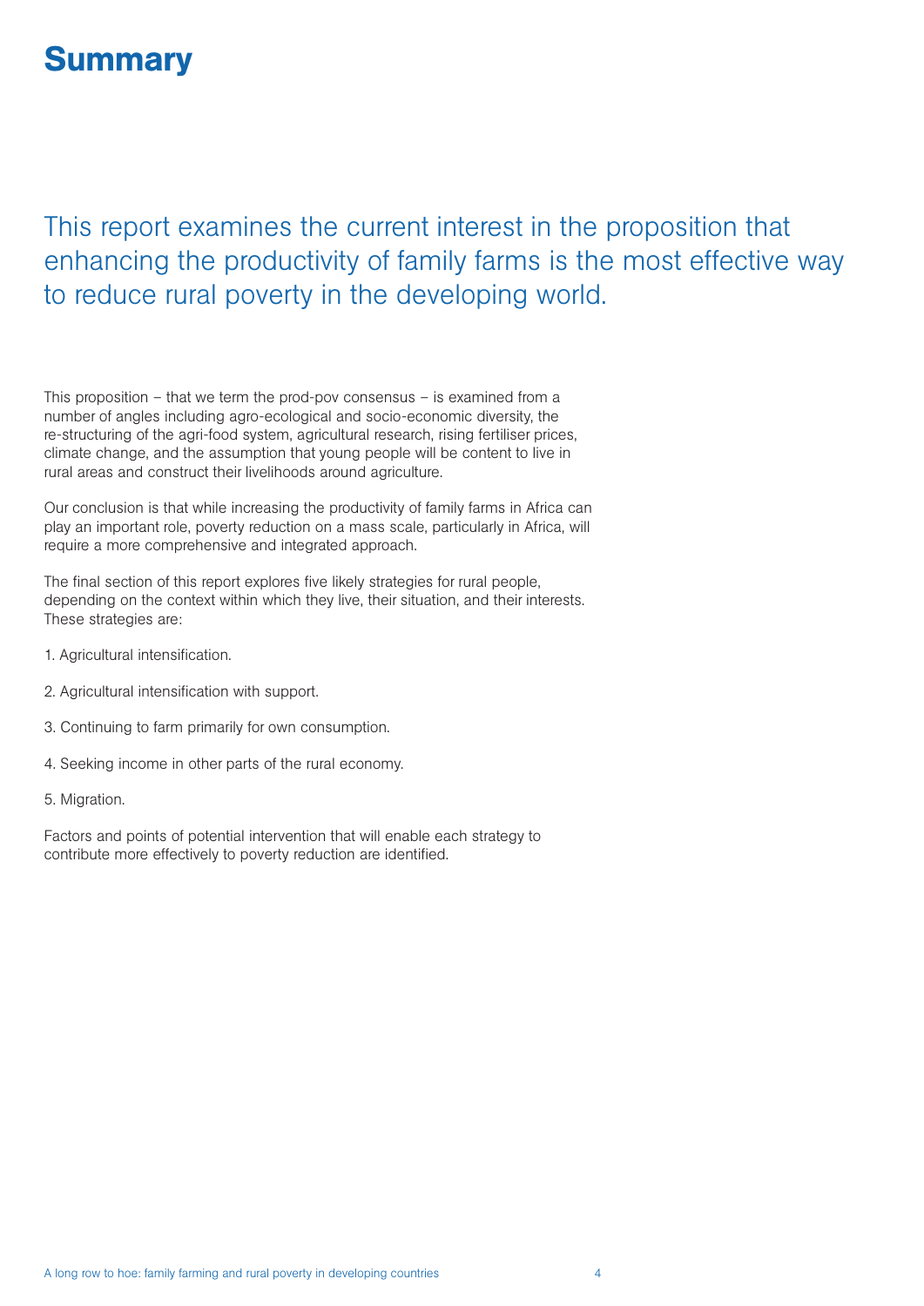# Summary

This report examines the current interest in the proposition that enhancing the productivity of family farms is the most effective way to reduce rural poverty in the developing world.

This proposition – that we term the prod-pov consensus – is examined from a number of angles including agro-ecological and socio-economic diversity, the re-structuring of the agri-food system, agricultural research, rising fertiliser prices, climate change, and the assumption that young people will be content to live in rural areas and construct their livelihoods around agriculture.

Our conclusion is that while increasing the productivity of family farms in Africa can play an important role, poverty reduction on a mass scale, particularly in Africa, will require a more comprehensive and integrated approach.

The final section of this report explores five likely strategies for rural people, depending on the context within which they live, their situation, and their interests. These strategies are:

1. Agricultural intensification.

2. Agricultural intensification with support.

3. Continuing to farm primarily for own consumption.

4. Seeking income in other parts of the rural economy.

5. Migration.

Factors and points of potential intervention that will enable each strategy to contribute more effectively to poverty reduction are identified.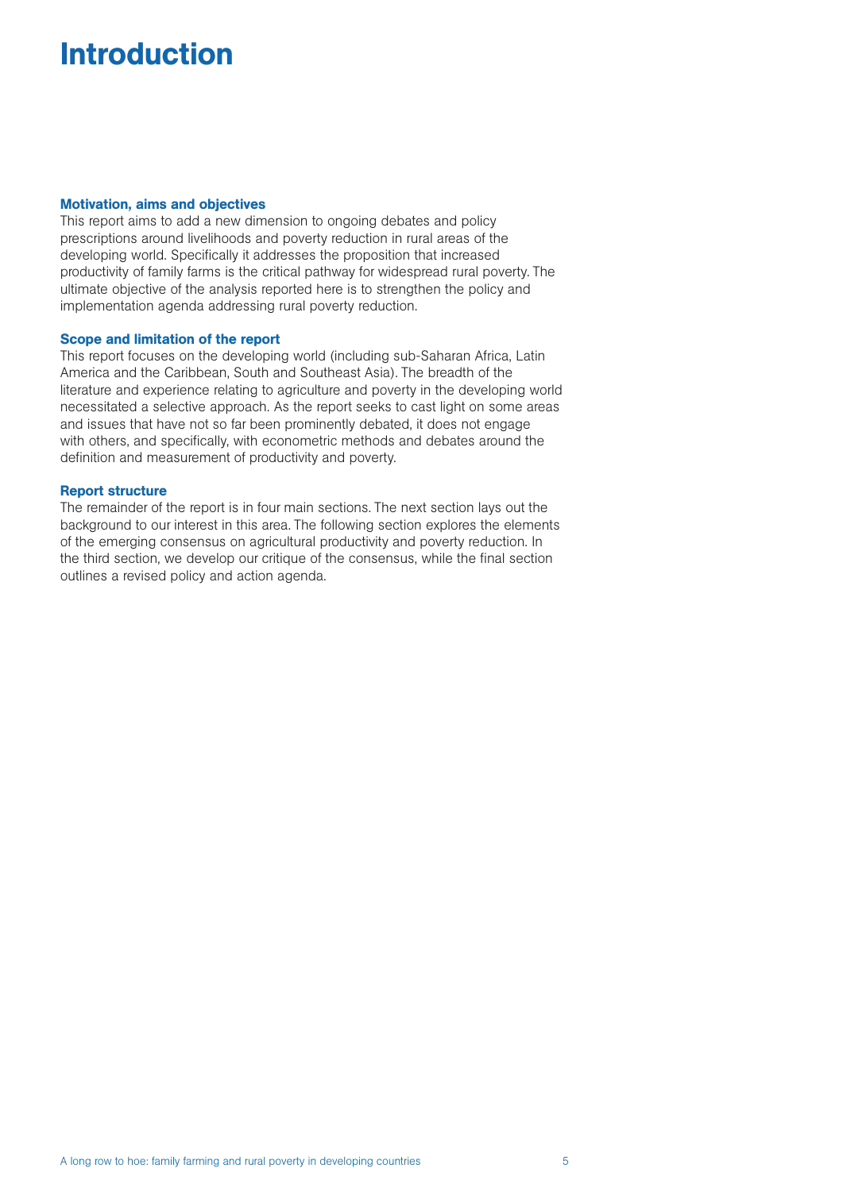# Introduction

### Motivation, aims and objectives

This report aims to add a new dimension to ongoing debates and policy prescriptions around livelihoods and poverty reduction in rural areas of the developing world. Specifically it addresses the proposition that increased productivity of family farms is the critical pathway for widespread rural poverty. The ultimate objective of the analysis reported here is to strengthen the policy and implementation agenda addressing rural poverty reduction.

### Scope and limitation of the report

This report focuses on the developing world (including sub-Saharan Africa, Latin America and the Caribbean, South and Southeast Asia). The breadth of the literature and experience relating to agriculture and poverty in the developing world necessitated a selective approach. As the report seeks to cast light on some areas and issues that have not so far been prominently debated, it does not engage with others, and specifically, with econometric methods and debates around the definition and measurement of productivity and poverty.

### Report structure

The remainder of the report is in four main sections. The next section lays out the background to our interest in this area. The following section explores the elements of the emerging consensus on agricultural productivity and poverty reduction. In the third section, we develop our critique of the consensus, while the final section outlines a revised policy and action agenda.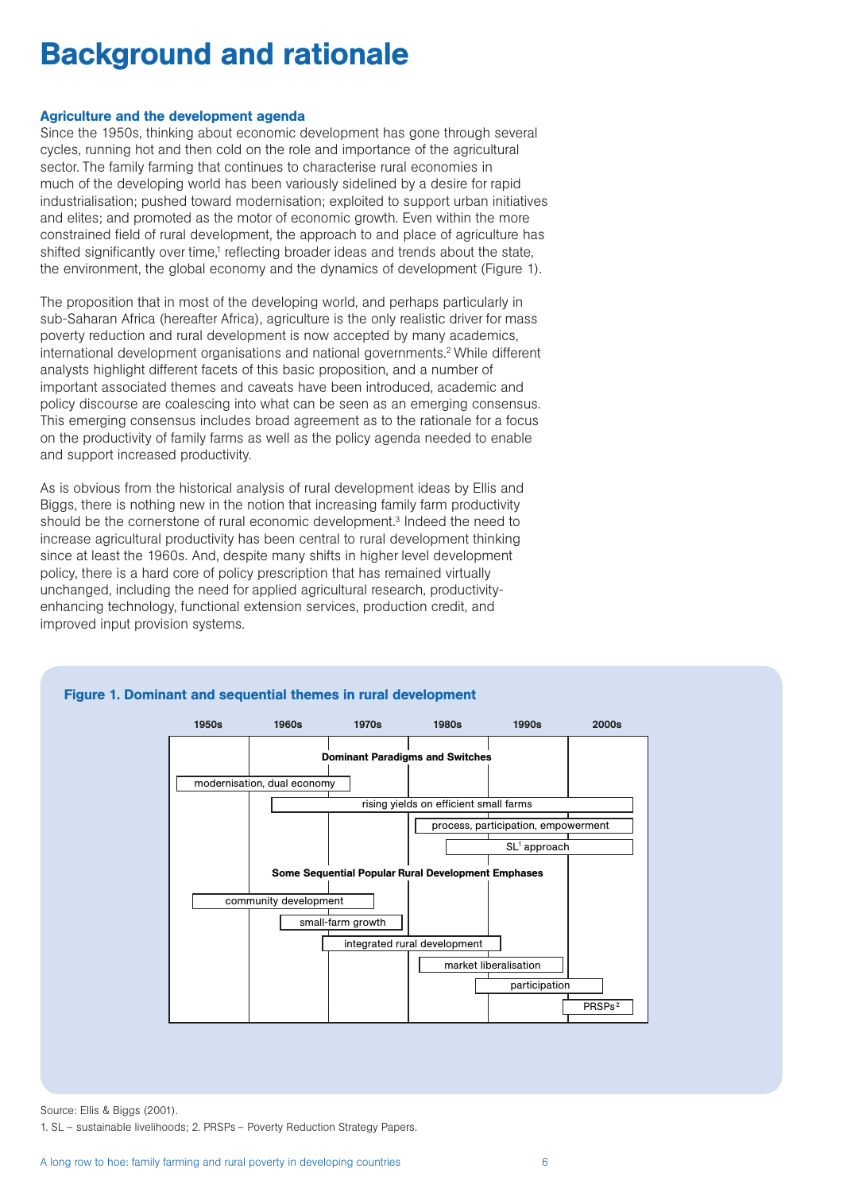# Background and rationale

### Agriculture and the development agenda

Since the 1950s, thinking about economic development has gone through several cycles, running hot and then cold on the role and importance of the agricultural sector. The family farming that continues to characterise rural economies in much of the developing world has been variously sidelined by a desire for rapid industrialisation; pushed toward modernisation; exploited to support urban initiatives and elites; and promoted as the motor of economic growth. Even within the more constrained field of rural development, the approach to and place of agriculture has shifted significantly over time,[1] reflecting broader ideas and trends about the state, the environment, the global economy and the dynamics of development (Figure 1).

The proposition that in most of the developing world, and perhaps particularly in sub-Saharan Africa (hereafter Africa), agriculture is the only realistic driver for mass poverty reduction and rural development is now accepted by many academics, international development organisations and national governments.[2] While different analysts highlight different facets of this basic proposition, and a number of important associated themes and caveats have been introduced, academic and policy discourse are coalescing into what can be seen as an emerging consensus. This emerging consensus includes broad agreement as to the rationale for a focus on the productivity of family farms as well as the policy agenda needed to enable and support increased productivity.

As is obvious from the historical analysis of rural development ideas by Ellis and Biggs, there is nothing new in the notion that increasing family farm productivity should be the cornerstone of rural economic development.[3] Indeed the need to increase agricultural productivity has been central to rural development thinking since at least the 1960s. And, despite many shifts in higher level development policy, there is a hard core of policy prescription that has remained virtually unchanged, including the need for applied agricultural research, productivity-enhancing technology, functional extension services, production credit, and improved input provision systems.

**Figure 1. Dominant and sequential themes in rural development**

| Theme | Approximate period |
| --- | --- |
| **Dominant Paradigms and Switches** | |
| modernisation, dual economy | 1950s – early 1970s |
| rising yields on efficient small farms | 1960s – 2000s |
| process, participation, empowerment | 1980s – 2000s |
| SL[1] approach | late 1980s – 2000s |
| **Some Sequential Popular Rural Development Emphases** | |
| community development | 1950s – 1970s |
| small-farm growth | 1960s – 1970s |
| integrated rural development | 1970s – 1990s |
| market liberalisation | 1980s – 1990s |
| participation | 1990s – 2000s |
| PRSPs[2] | 2000s |

Source: Ellis & Biggs (2001).

1. SL – sustainable livelihoods; 2. PRSPs – Poverty Reduction Strategy Papers.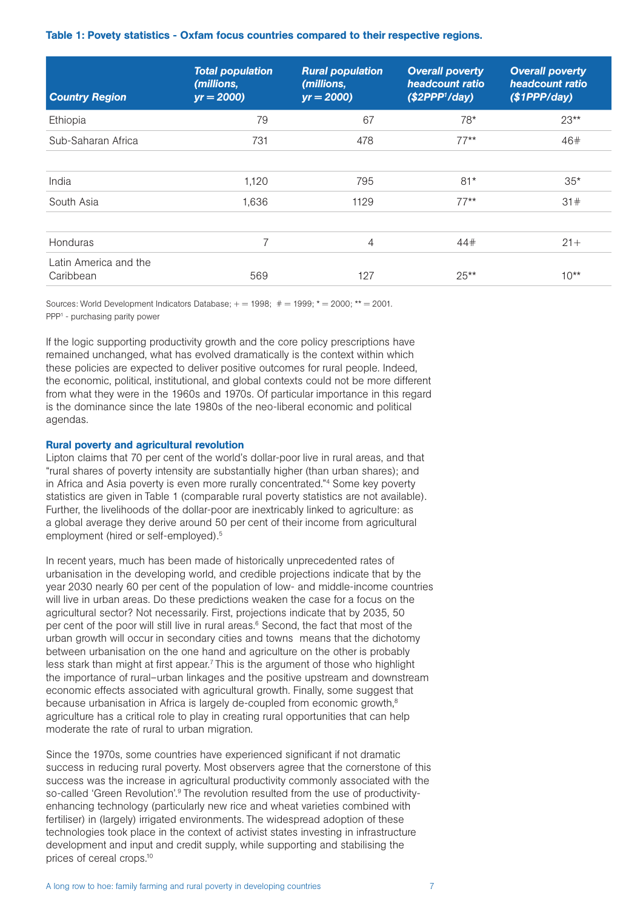**Table 1: Povety statistics - Oxfam focus countries compared to their respective regions.**

| Country Region | Total population (millions, yr = 2000) | Rural population (millions, yr = 2000) | Overall poverty headcount ratio ($2PPP[1]/day) | Overall poverty headcount ratio ($1PPP/day) |
|---|---|---|---|---|
| Ethiopia | 79 | 67 | 78* | 23** |
| Sub-Saharan Africa | 731 | 478 | 77** | 46# |
| | | | | |
| India | 1,120 | 795 | 81* | 35* |
| South Asia | 1,636 | 1129 | 77** | 31# |
| | | | | |
| Honduras | 7 | 4 | 44# | 21+ |
| Latin America and the Caribbean | 569 | 127 | 25** | 10** |

Sources: World Development Indicators Database; + = 1998; # = 1999; * = 2000; ** = 2001.
PPP[1] - purchasing parity power

If the logic supporting productivity growth and the core policy prescriptions have remained unchanged, what has evolved dramatically is the context within which these policies are expected to deliver positive outcomes for rural people. Indeed, the economic, political, institutional, and global contexts could not be more different from what they were in the 1960s and 1970s. Of particular importance in this regard is the dominance since the late 1980s of the neo-liberal economic and political agendas.

**Rural poverty and agricultural revolution**

Lipton claims that 70 per cent of the world's dollar-poor live in rural areas, and that "rural shares of poverty intensity are substantially higher (than urban shares); and in Africa and Asia poverty is even more rurally concentrated."[4] Some key poverty statistics are given in Table 1 (comparable rural poverty statistics are not available). Further, the livelihoods of the dollar-poor are inextricably linked to agriculture: as a global average they derive around 50 per cent of their income from agricultural employment (hired or self-employed).[5]

In recent years, much has been made of historically unprecedented rates of urbanisation in the developing world, and credible projections indicate that by the year 2030 nearly 60 per cent of the population of low- and middle-income countries will live in urban areas. Do these predictions weaken the case for a focus on the agricultural sector? Not necessarily. First, projections indicate that by 2035, 50 per cent of the poor will still live in rural areas.[6] Second, the fact that most of the urban growth will occur in secondary cities and towns means that the dichotomy between urbanisation on the one hand and agriculture on the other is probably less stark than might at first appear.[7] This is the argument of those who highlight the importance of rural–urban linkages and the positive upstream and downstream economic effects associated with agricultural growth. Finally, some suggest that because urbanisation in Africa is largely de-coupled from economic growth,[8] agriculture has a critical role to play in creating rural opportunities that can help moderate the rate of rural to urban migration.

Since the 1970s, some countries have experienced significant if not dramatic success in reducing rural poverty. Most observers agree that the cornerstone of this success was the increase in agricultural productivity commonly associated with the so-called 'Green Revolution'.[9] The revolution resulted from the use of productivity-enhancing technology (particularly new rice and wheat varieties combined with fertiliser) in (largely) irrigated environments. The widespread adoption of these technologies took place in the context of activist states investing in infrastructure development and input and credit supply, while supporting and stabilising the prices of cereal crops.[10]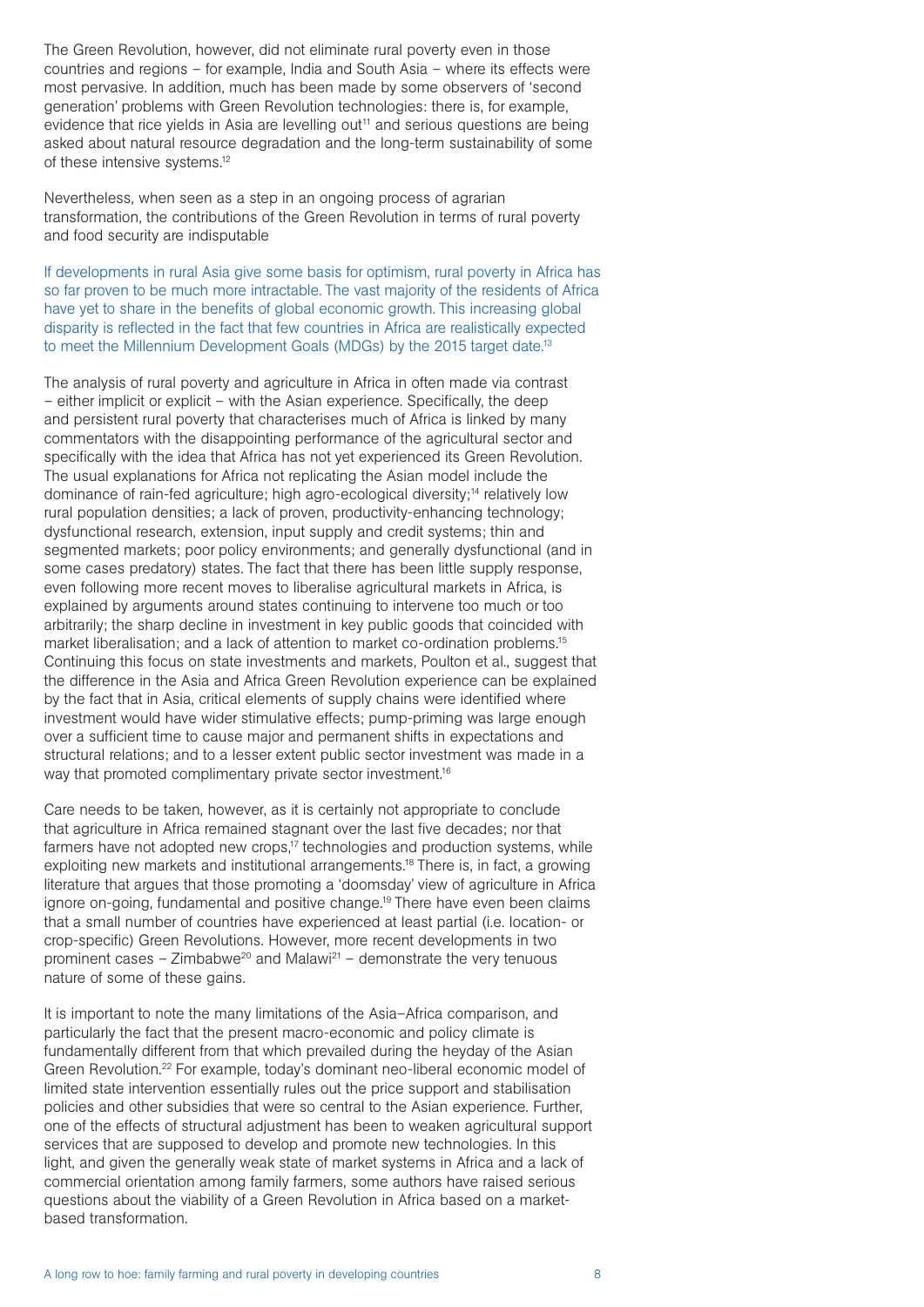The Green Revolution, however, did not eliminate rural poverty even in those countries and regions – for example, India and South Asia – where its effects were most pervasive. In addition, much has been made by some observers of 'second generation' problems with Green Revolution technologies: there is, for example, evidence that rice yields in Asia are levelling out[11] and serious questions are being asked about natural resource degradation and the long-term sustainability of some of these intensive systems.[12]

Nevertheless, when seen as a step in an ongoing process of agrarian transformation, the contributions of the Green Revolution in terms of rural poverty and food security are indisputable

If developments in rural Asia give some basis for optimism, rural poverty in Africa has so far proven to be much more intractable. The vast majority of the residents of Africa have yet to share in the benefits of global economic growth. This increasing global disparity is reflected in the fact that few countries in Africa are realistically expected to meet the Millennium Development Goals (MDGs) by the 2015 target date.[13]

The analysis of rural poverty and agriculture in Africa in often made via contrast – either implicit or explicit – with the Asian experience. Specifically, the deep and persistent rural poverty that characterises much of Africa is linked by many commentators with the disappointing performance of the agricultural sector and specifically with the idea that Africa has not yet experienced its Green Revolution. The usual explanations for Africa not replicating the Asian model include the dominance of rain-fed agriculture; high agro-ecological diversity;[14] relatively low rural population densities; a lack of proven, productivity-enhancing technology; dysfunctional research, extension, input supply and credit systems; thin and segmented markets; poor policy environments; and generally dysfunctional (and in some cases predatory) states. The fact that there has been little supply response, even following more recent moves to liberalise agricultural markets in Africa, is explained by arguments around states continuing to intervene too much or too arbitrarily; the sharp decline in investment in key public goods that coincided with market liberalisation; and a lack of attention to market co-ordination problems.[15] Continuing this focus on state investments and markets, Poulton et al., suggest that the difference in the Asia and Africa Green Revolution experience can be explained by the fact that in Asia, critical elements of supply chains were identified where investment would have wider stimulative effects; pump-priming was large enough over a sufficient time to cause major and permanent shifts in expectations and structural relations; and to a lesser extent public sector investment was made in a way that promoted complimentary private sector investment.[16]

Care needs to be taken, however, as it is certainly not appropriate to conclude that agriculture in Africa remained stagnant over the last five decades; nor that farmers have not adopted new crops,[17] technologies and production systems, while exploiting new markets and institutional arrangements.[18] There is, in fact, a growing literature that argues that those promoting a 'doomsday' view of agriculture in Africa ignore on-going, fundamental and positive change.[19] There have even been claims that a small number of countries have experienced at least partial (i.e. location- or crop-specific) Green Revolutions. However, more recent developments in two prominent cases – Zimbabwe[20] and Malawi[21] – demonstrate the very tenuous nature of some of these gains.

It is important to note the many limitations of the Asia–Africa comparison, and particularly the fact that the present macro-economic and policy climate is fundamentally different from that which prevailed during the heyday of the Asian Green Revolution.[22] For example, today's dominant neo-liberal economic model of limited state intervention essentially rules out the price support and stabilisation policies and other subsidies that were so central to the Asian experience. Further, one of the effects of structural adjustment has been to weaken agricultural support services that are supposed to develop and promote new technologies. In this light, and given the generally weak state of market systems in Africa and a lack of commercial orientation among family farmers, some authors have raised serious questions about the viability of a Green Revolution in Africa based on a market-based transformation.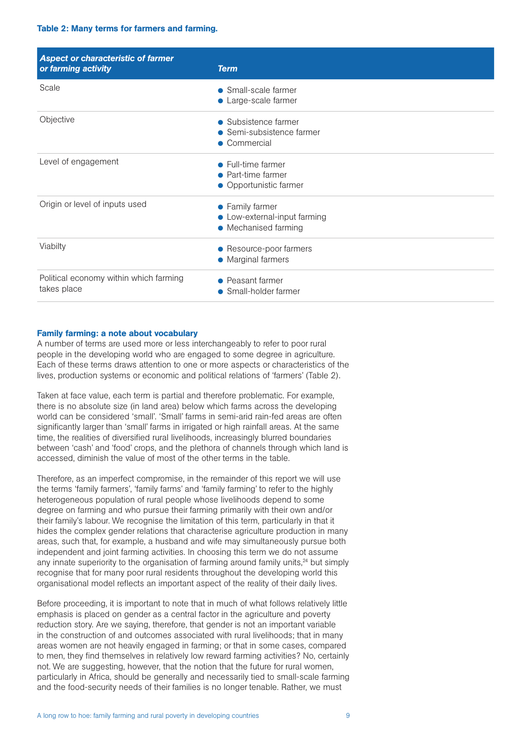**Table 2: Many terms for farmers and farming.**

| *Aspect or characteristic of farmer or farming activity* | *Term* |
| --- | --- |
| Scale | • Small-scale farmer<br>• Large-scale farmer |
| Objective | • Subsistence farmer<br>• Semi-subsistence farmer<br>• Commercial |
| Level of engagement | • Full-time farmer<br>• Part-time farmer<br>• Opportunistic farmer |
| Origin or level of inputs used | • Family farmer<br>• Low-external-input farming<br>• Mechanised farming |
| Viabilty | • Resource-poor farmers<br>• Marginal farmers |
| Political economy within which farming takes place | • Peasant farmer<br>• Small-holder farmer |

### Family farming: a note about vocabulary

A number of terms are used more or less interchangeably to refer to poor rural people in the developing world who are engaged to some degree in agriculture. Each of these terms draws attention to one or more aspects or characteristics of the lives, production systems or economic and political relations of 'farmers' (Table 2).

Taken at face value, each term is partial and therefore problematic. For example, there is no absolute size (in land area) below which farms across the developing world can be considered 'small'. 'Small' farms in semi-arid rain-fed areas are often significantly larger than 'small' farms in irrigated or high rainfall areas. At the same time, the realities of diversified rural livelihoods, increasingly blurred boundaries between 'cash' and 'food' crops, and the plethora of channels through which land is accessed, diminish the value of most of the other terms in the table.

Therefore, as an imperfect compromise, in the remainder of this report we will use the terms 'family farmers', 'family farms' and 'family farming' to refer to the highly heterogeneous population of rural people whose livelihoods depend to some degree on farming and who pursue their farming primarily with their own and/or their family's labour. We recognise the limitation of this term, particularly in that it hides the complex gender relations that characterise agriculture production in many areas, such that, for example, a husband and wife may simultaneously pursue both independent and joint farming activities. In choosing this term we do not assume any innate superiority to the organisation of farming around family units,[24] but simply recognise that for many poor rural residents throughout the developing world this organisational model reflects an important aspect of the reality of their daily lives.

Before proceeding, it is important to note that in much of what follows relatively little emphasis is placed on gender as a central factor in the agriculture and poverty reduction story. Are we saying, therefore, that gender is not an important variable in the construction of and outcomes associated with rural livelihoods; that in many areas women are not heavily engaged in farming; or that in some cases, compared to men, they find themselves in relatively low reward farming activities? No, certainly not. We are suggesting, however, that the notion that the future for rural women, particularly in Africa, should be generally and necessarily tied to small-scale farming and the food-security needs of their families is no longer tenable. Rather, we must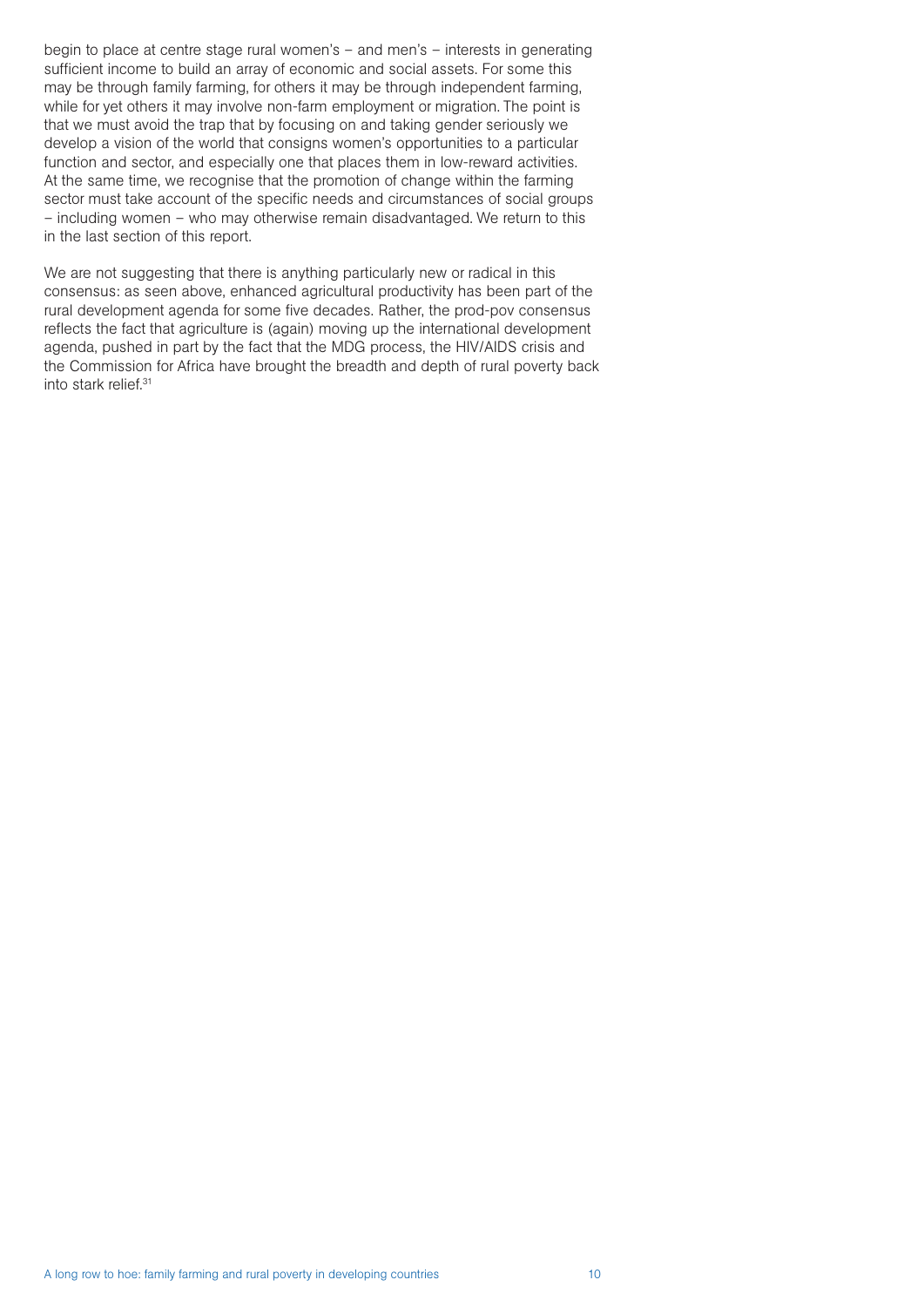begin to place at centre stage rural women's – and men's – interests in generating sufficient income to build an array of economic and social assets. For some this may be through family farming, for others it may be through independent farming, while for yet others it may involve non-farm employment or migration. The point is that we must avoid the trap that by focusing on and taking gender seriously we develop a vision of the world that consigns women's opportunities to a particular function and sector, and especially one that places them in low-reward activities. At the same time, we recognise that the promotion of change within the farming sector must take account of the specific needs and circumstances of social groups – including women – who may otherwise remain disadvantaged. We return to this in the last section of this report.

We are not suggesting that there is anything particularly new or radical in this consensus: as seen above, enhanced agricultural productivity has been part of the rural development agenda for some five decades. Rather, the prod-pov consensus reflects the fact that agriculture is (again) moving up the international development agenda, pushed in part by the fact that the MDG process, the HIV/AIDS crisis and the Commission for Africa have brought the breadth and depth of rural poverty back into stark relief.[31]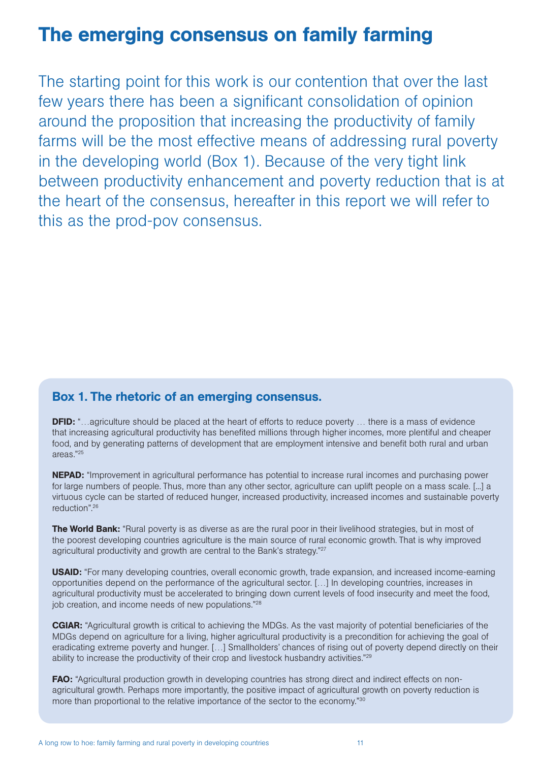# The emerging consensus on family farming

The starting point for this work is our contention that over the last few years there has been a significant consolidation of opinion around the proposition that increasing the productivity of family farms will be the most effective means of addressing rural poverty in the developing world (Box 1). Because of the very tight link between productivity enhancement and poverty reduction that is at the heart of the consensus, hereafter in this report we will refer to this as the prod-pov consensus.

### Box 1. The rhetoric of an emerging consensus.

**DFID:** "…agriculture should be placed at the heart of efforts to reduce poverty … there is a mass of evidence that increasing agricultural productivity has benefited millions through higher incomes, more plentiful and cheaper food, and by generating patterns of development that are employment intensive and benefit both rural and urban areas."[25]

**NEPAD:** "Improvement in agricultural performance has potential to increase rural incomes and purchasing power for large numbers of people. Thus, more than any other sector, agriculture can uplift people on a mass scale. [...] a virtuous cycle can be started of reduced hunger, increased productivity, increased incomes and sustainable poverty reduction".[26]

**The World Bank:** "Rural poverty is as diverse as are the rural poor in their livelihood strategies, but in most of the poorest developing countries agriculture is the main source of rural economic growth. That is why improved agricultural productivity and growth are central to the Bank's strategy."[27]

**USAID:** "For many developing countries, overall economic growth, trade expansion, and increased income-earning opportunities depend on the performance of the agricultural sector. […] In developing countries, increases in agricultural productivity must be accelerated to bringing down current levels of food insecurity and meet the food, job creation, and income needs of new populations."[28]

**CGIAR:** "Agricultural growth is critical to achieving the MDGs. As the vast majority of potential beneficiaries of the MDGs depend on agriculture for a living, higher agricultural productivity is a precondition for achieving the goal of eradicating extreme poverty and hunger. […] Smallholders' chances of rising out of poverty depend directly on their ability to increase the productivity of their crop and livestock husbandry activities."[29]

**FAO:** "Agricultural production growth in developing countries has strong direct and indirect effects on non-agricultural growth. Perhaps more importantly, the positive impact of agricultural growth on poverty reduction is more than proportional to the relative importance of the sector to the economy."[30]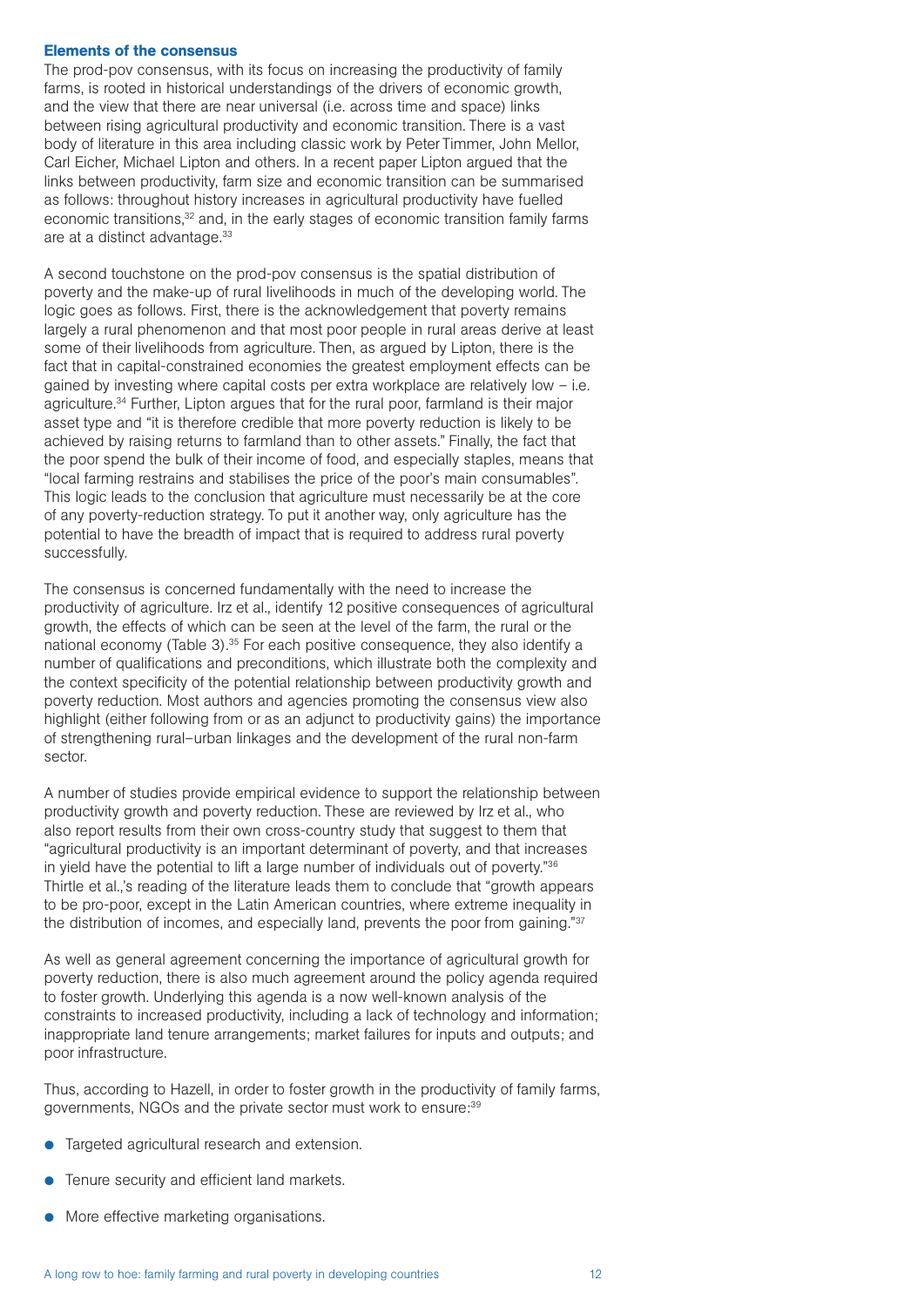### Elements of the consensus

The prod-pov consensus, with its focus on increasing the productivity of family farms, is rooted in historical understandings of the drivers of economic growth, and the view that there are near universal (i.e. across time and space) links between rising agricultural productivity and economic transition. There is a vast body of literature in this area including classic work by Peter Timmer, John Mellor, Carl Eicher, Michael Lipton and others. In a recent paper Lipton argued that the links between productivity, farm size and economic transition can be summarised as follows: throughout history increases in agricultural productivity have fuelled economic transitions,[32] and, in the early stages of economic transition family farms are at a distinct advantage.[33]

A second touchstone on the prod-pov consensus is the spatial distribution of poverty and the make-up of rural livelihoods in much of the developing world. The logic goes as follows. First, there is the acknowledgement that poverty remains largely a rural phenomenon and that most poor people in rural areas derive at least some of their livelihoods from agriculture. Then, as argued by Lipton, there is the fact that in capital-constrained economies the greatest employment effects can be gained by investing where capital costs per extra workplace are relatively low – i.e. agriculture.[34] Further, Lipton argues that for the rural poor, farmland is their major asset type and "it is therefore credible that more poverty reduction is likely to be achieved by raising returns to farmland than to other assets." Finally, the fact that the poor spend the bulk of their income of food, and especially staples, means that "local farming restrains and stabilises the price of the poor's main consumables". This logic leads to the conclusion that agriculture must necessarily be at the core of any poverty-reduction strategy. To put it another way, only agriculture has the potential to have the breadth of impact that is required to address rural poverty successfully.

The consensus is concerned fundamentally with the need to increase the productivity of agriculture. Irz et al., identify 12 positive consequences of agricultural growth, the effects of which can be seen at the level of the farm, the rural or the national economy (Table 3).[35] For each positive consequence, they also identify a number of qualifications and preconditions, which illustrate both the complexity and the context specificity of the potential relationship between productivity growth and poverty reduction. Most authors and agencies promoting the consensus view also highlight (either following from or as an adjunct to productivity gains) the importance of strengthening rural–urban linkages and the development of the rural non-farm sector.

A number of studies provide empirical evidence to support the relationship between productivity growth and poverty reduction. These are reviewed by Irz et al., who also report results from their own cross-country study that suggest to them that "agricultural productivity is an important determinant of poverty, and that increases in yield have the potential to lift a large number of individuals out of poverty."[36] Thirtle et al.,'s reading of the literature leads them to conclude that "growth appears to be pro-poor, except in the Latin American countries, where extreme inequality in the distribution of incomes, and especially land, prevents the poor from gaining."[37]

As well as general agreement concerning the importance of agricultural growth for poverty reduction, there is also much agreement around the policy agenda required to foster growth. Underlying this agenda is a now well-known analysis of the constraints to increased productivity, including a lack of technology and information; inappropriate land tenure arrangements; market failures for inputs and outputs; and poor infrastructure.

Thus, according to Hazell, in order to foster growth in the productivity of family farms, governments, NGOs and the private sector must work to ensure:[39]

- Targeted agricultural research and extension.
- Tenure security and efficient land markets.
- More effective marketing organisations.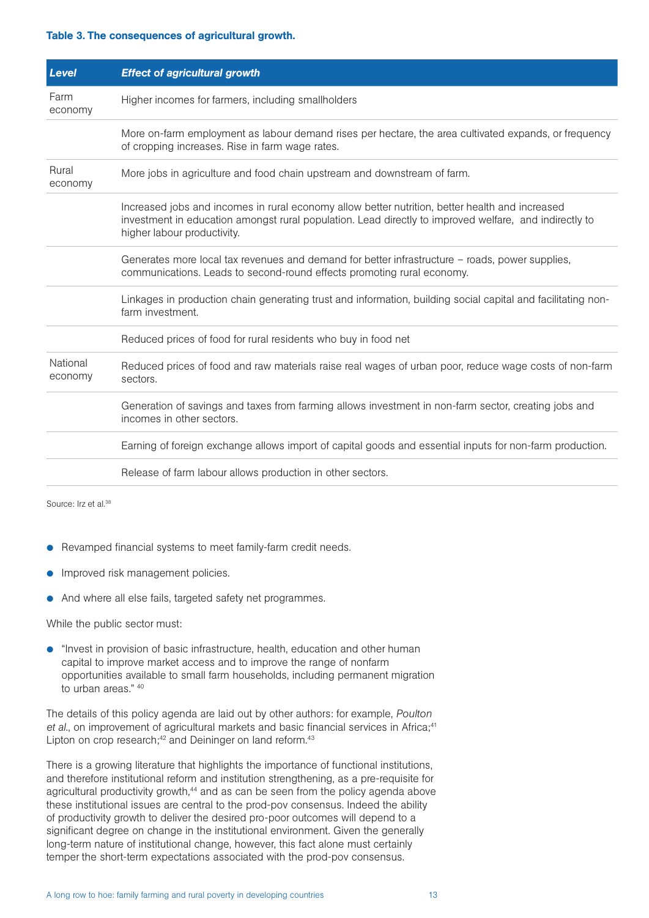**Table 3. The consequences of agricultural growth.**

| *Level* | *Effect of agricultural growth* |
|---|---|
| Farm economy | Higher incomes for farmers, including smallholders |
| | More on-farm employment as labour demand rises per hectare, the area cultivated expands, or frequency of cropping increases. Rise in farm wage rates. |
| Rural economy | More jobs in agriculture and food chain upstream and downstream of farm. |
| | Increased jobs and incomes in rural economy allow better nutrition, better health and increased investment in education amongst rural population. Lead directly to improved welfare, and indirectly to higher labour productivity. |
| | Generates more local tax revenues and demand for better infrastructure – roads, power supplies, communications. Leads to second-round effects promoting rural economy. |
| | Linkages in production chain generating trust and information, building social capital and facilitating non-farm investment. |
| | Reduced prices of food for rural residents who buy in food net |
| National economy | Reduced prices of food and raw materials raise real wages of urban poor, reduce wage costs of non-farm sectors. |
| | Generation of savings and taxes from farming allows investment in non-farm sector, creating jobs and incomes in other sectors. |
| | Earning of foreign exchange allows import of capital goods and essential inputs for non-farm production. |
| | Release of farm labour allows production in other sectors. |

Source: Irz et al.[38]

- Revamped financial systems to meet family-farm credit needs.
- Improved risk management policies.
- And where all else fails, targeted safety net programmes.

While the public sector must:

- "Invest in provision of basic infrastructure, health, education and other human capital to improve market access and to improve the range of nonfarm opportunities available to small farm households, including permanent migration to urban areas." [40]

The details of this policy agenda are laid out by other authors: for example, *Poulton et al.*, on improvement of agricultural markets and basic financial services in Africa;[41] Lipton on crop research;[42] and Deininger on land reform.[43]

There is a growing literature that highlights the importance of functional institutions, and therefore institutional reform and institution strengthening, as a pre-requisite for agricultural productivity growth,[44] and as can be seen from the policy agenda above these institutional issues are central to the prod-pov consensus. Indeed the ability of productivity growth to deliver the desired pro-poor outcomes will depend to a significant degree on change in the institutional environment. Given the generally long-term nature of institutional change, however, this fact alone must certainly temper the short-term expectations associated with the prod-pov consensus.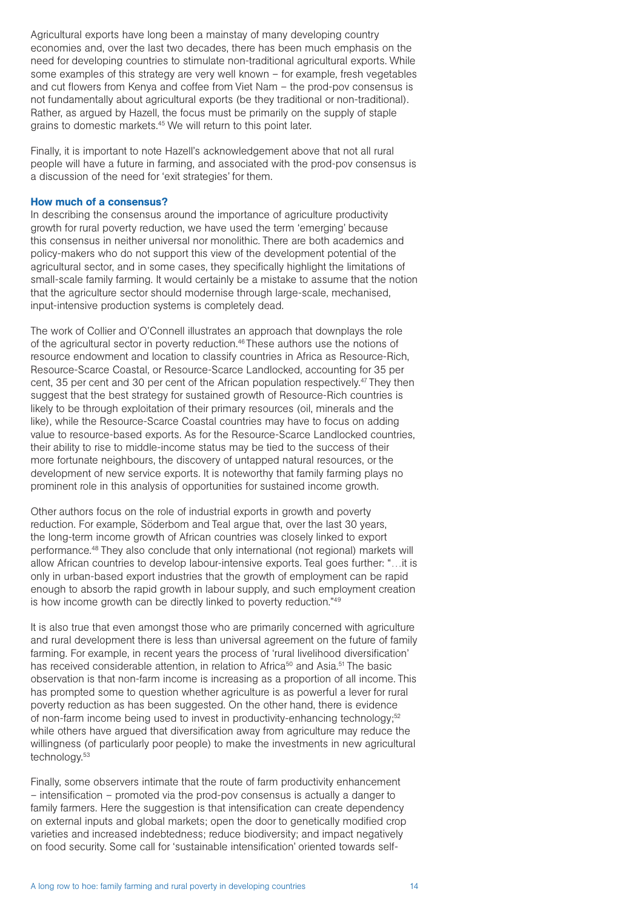Agricultural exports have long been a mainstay of many developing country economies and, over the last two decades, there has been much emphasis on the need for developing countries to stimulate non-traditional agricultural exports. While some examples of this strategy are very well known – for example, fresh vegetables and cut flowers from Kenya and coffee from Viet Nam – the prod-pov consensus is not fundamentally about agricultural exports (be they traditional or non-traditional). Rather, as argued by Hazell, the focus must be primarily on the supply of staple grains to domestic markets.[45] We will return to this point later.

Finally, it is important to note Hazell's acknowledgement above that not all rural people will have a future in farming, and associated with the prod-pov consensus is a discussion of the need for 'exit strategies' for them.

### How much of a consensus?

In describing the consensus around the importance of agriculture productivity growth for rural poverty reduction, we have used the term 'emerging' because this consensus in neither universal nor monolithic. There are both academics and policy-makers who do not support this view of the development potential of the agricultural sector, and in some cases, they specifically highlight the limitations of small-scale family farming. It would certainly be a mistake to assume that the notion that the agriculture sector should modernise through large-scale, mechanised, input-intensive production systems is completely dead.

The work of Collier and O'Connell illustrates an approach that downplays the role of the agricultural sector in poverty reduction.[46] These authors use the notions of resource endowment and location to classify countries in Africa as Resource-Rich, Resource-Scarce Coastal, or Resource-Scarce Landlocked, accounting for 35 per cent, 35 per cent and 30 per cent of the African population respectively.[47] They then suggest that the best strategy for sustained growth of Resource-Rich countries is likely to be through exploitation of their primary resources (oil, minerals and the like), while the Resource-Scarce Coastal countries may have to focus on adding value to resource-based exports. As for the Resource-Scarce Landlocked countries, their ability to rise to middle-income status may be tied to the success of their more fortunate neighbours, the discovery of untapped natural resources, or the development of new service exports. It is noteworthy that family farming plays no prominent role in this analysis of opportunities for sustained income growth.

Other authors focus on the role of industrial exports in growth and poverty reduction. For example, Söderbom and Teal argue that, over the last 30 years, the long-term income growth of African countries was closely linked to export performance.[48] They also conclude that only international (not regional) markets will allow African countries to develop labour-intensive exports. Teal goes further: "…it is only in urban-based export industries that the growth of employment can be rapid enough to absorb the rapid growth in labour supply, and such employment creation is how income growth can be directly linked to poverty reduction."[49]

It is also true that even amongst those who are primarily concerned with agriculture and rural development there is less than universal agreement on the future of family farming. For example, in recent years the process of 'rural livelihood diversification' has received considerable attention, in relation to Africa[50] and Asia.[51] The basic observation is that non-farm income is increasing as a proportion of all income. This has prompted some to question whether agriculture is as powerful a lever for rural poverty reduction as has been suggested. On the other hand, there is evidence of non-farm income being used to invest in productivity-enhancing technology;[52] while others have argued that diversification away from agriculture may reduce the willingness (of particularly poor people) to make the investments in new agricultural technology.[53]

Finally, some observers intimate that the route of farm productivity enhancement – intensification – promoted via the prod-pov consensus is actually a danger to family farmers. Here the suggestion is that intensification can create dependency on external inputs and global markets; open the door to genetically modified crop varieties and increased indebtedness; reduce biodiversity; and impact negatively on food security. Some call for 'sustainable intensification' oriented towards self-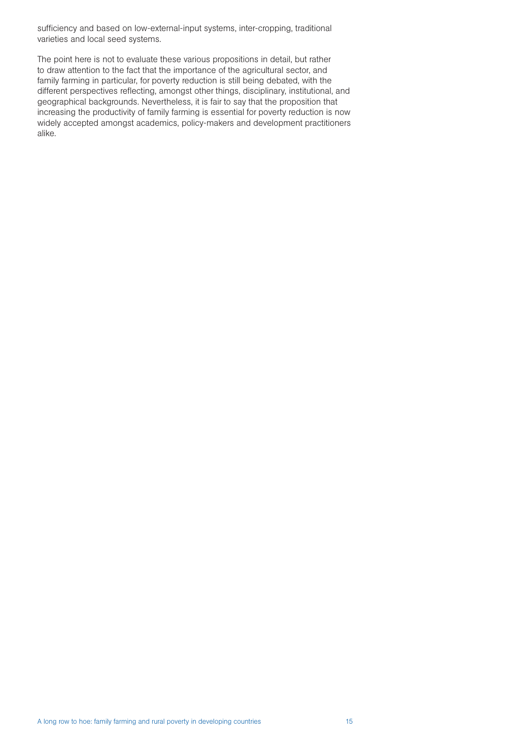sufficiency and based on low-external-input systems, inter-cropping, traditional varieties and local seed systems.

The point here is not to evaluate these various propositions in detail, but rather to draw attention to the fact that the importance of the agricultural sector, and family farming in particular, for poverty reduction is still being debated, with the different perspectives reflecting, amongst other things, disciplinary, institutional, and geographical backgrounds. Nevertheless, it is fair to say that the proposition that increasing the productivity of family farming is essential for poverty reduction is now widely accepted amongst academics, policy-makers and development practitioners alike.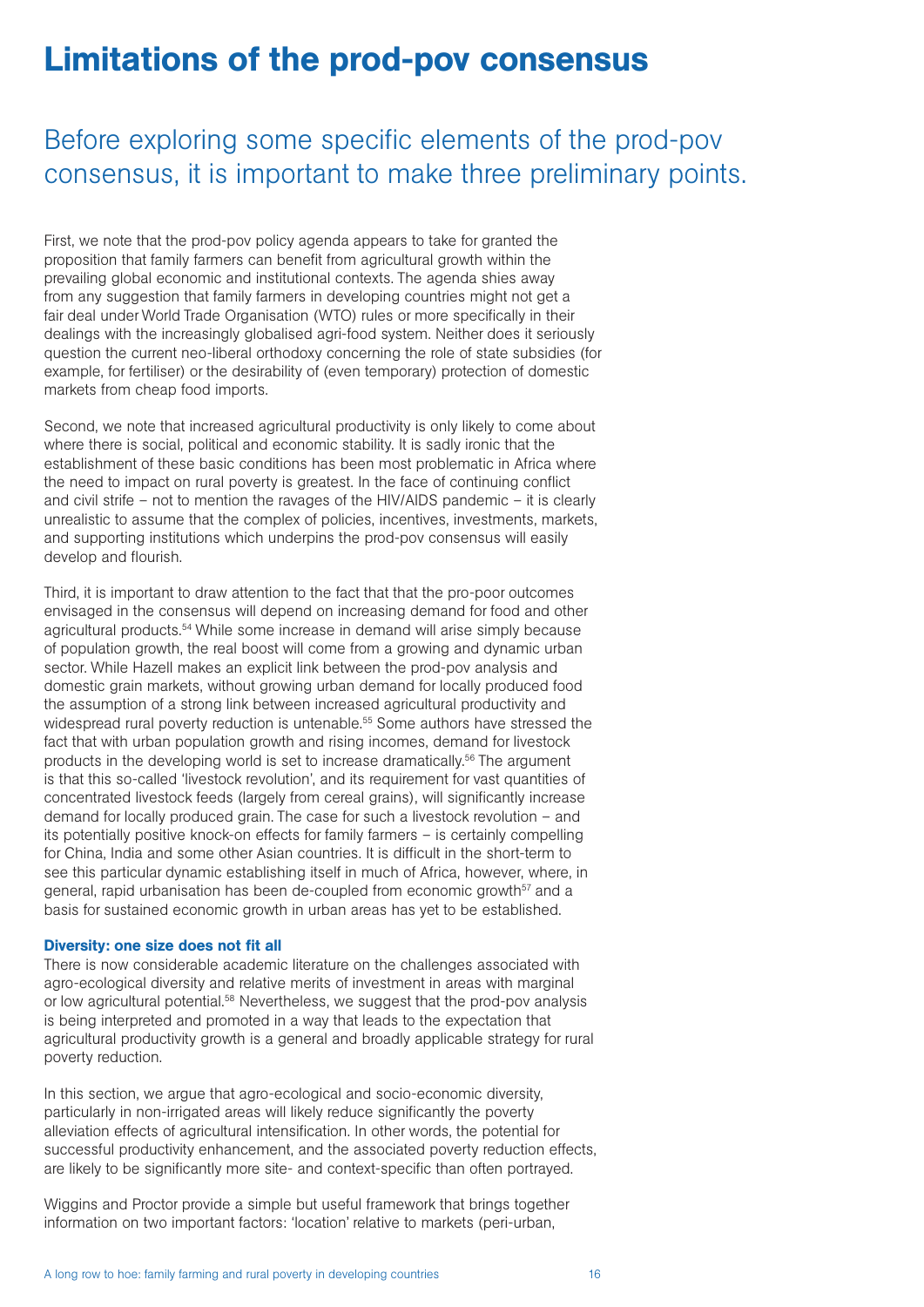# Limitations of the prod-pov consensus

## Before exploring some specific elements of the prod-pov consensus, it is important to make three preliminary points.

First, we note that the prod-pov policy agenda appears to take for granted the proposition that family farmers can benefit from agricultural growth within the prevailing global economic and institutional contexts. The agenda shies away from any suggestion that family farmers in developing countries might not get a fair deal under World Trade Organisation (WTO) rules or more specifically in their dealings with the increasingly globalised agri-food system. Neither does it seriously question the current neo-liberal orthodoxy concerning the role of state subsidies (for example, for fertiliser) or the desirability of (even temporary) protection of domestic markets from cheap food imports.

Second, we note that increased agricultural productivity is only likely to come about where there is social, political and economic stability. It is sadly ironic that the establishment of these basic conditions has been most problematic in Africa where the need to impact on rural poverty is greatest. In the face of continuing conflict and civil strife – not to mention the ravages of the HIV/AIDS pandemic – it is clearly unrealistic to assume that the complex of policies, incentives, investments, markets, and supporting institutions which underpins the prod-pov consensus will easily develop and flourish.

Third, it is important to draw attention to the fact that that the pro-poor outcomes envisaged in the consensus will depend on increasing demand for food and other agricultural products.[54] While some increase in demand will arise simply because of population growth, the real boost will come from a growing and dynamic urban sector. While Hazell makes an explicit link between the prod-pov analysis and domestic grain markets, without growing urban demand for locally produced food the assumption of a strong link between increased agricultural productivity and widespread rural poverty reduction is untenable.[55] Some authors have stressed the fact that with urban population growth and rising incomes, demand for livestock products in the developing world is set to increase dramatically.[56] The argument is that this so-called 'livestock revolution', and its requirement for vast quantities of concentrated livestock feeds (largely from cereal grains), will significantly increase demand for locally produced grain. The case for such a livestock revolution – and its potentially positive knock-on effects for family farmers – is certainly compelling for China, India and some other Asian countries. It is difficult in the short-term to see this particular dynamic establishing itself in much of Africa, however, where, in general, rapid urbanisation has been de-coupled from economic growth[57] and a basis for sustained economic growth in urban areas has yet to be established.

### Diversity: one size does not fit all

There is now considerable academic literature on the challenges associated with agro-ecological diversity and relative merits of investment in areas with marginal or low agricultural potential.[58] Nevertheless, we suggest that the prod-pov analysis is being interpreted and promoted in a way that leads to the expectation that agricultural productivity growth is a general and broadly applicable strategy for rural poverty reduction.

In this section, we argue that agro-ecological and socio-economic diversity, particularly in non-irrigated areas will likely reduce significantly the poverty alleviation effects of agricultural intensification. In other words, the potential for successful productivity enhancement, and the associated poverty reduction effects, are likely to be significantly more site- and context-specific than often portrayed.

Wiggins and Proctor provide a simple but useful framework that brings together information on two important factors: 'location' relative to markets (peri-urban,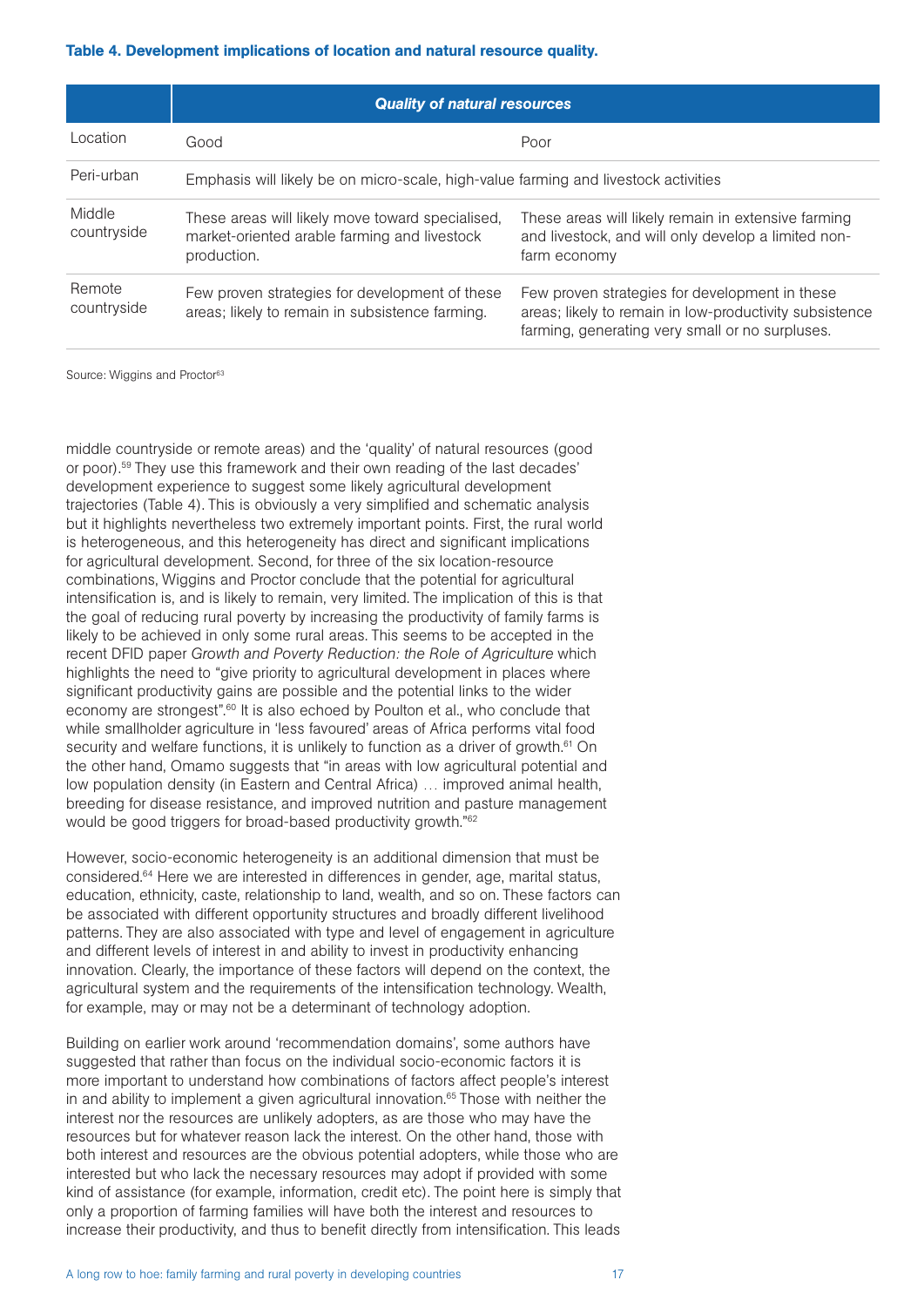**Table 4. Development implications of location and natural resource quality.**

| | *Quality of natural resources* | |
|---|---|---|
| Location | Good | Poor |
| Peri-urban | Emphasis will likely be on micro-scale, high-value farming and livestock activities | |
| Middle countryside | These areas will likely move toward specialised, market-oriented arable farming and livestock production. | These areas will likely remain in extensive farming and livestock, and will only develop a limited non-farm economy |
| Remote countryside | Few proven strategies for development of these areas; likely to remain in subsistence farming. | Few proven strategies for development in these areas; likely to remain in low-productivity subsistence farming, generating very small or no surpluses. |

Source: Wiggins and Proctor[63]

middle countryside or remote areas) and the 'quality' of natural resources (good or poor).[59] They use this framework and their own reading of the last decades' development experience to suggest some likely agricultural development trajectories (Table 4). This is obviously a very simplified and schematic analysis but it highlights nevertheless two extremely important points. First, the rural world is heterogeneous, and this heterogeneity has direct and significant implications for agricultural development. Second, for three of the six location-resource combinations, Wiggins and Proctor conclude that the potential for agricultural intensification is, and is likely to remain, very limited. The implication of this is that the goal of reducing rural poverty by increasing the productivity of family farms is likely to be achieved in only some rural areas. This seems to be accepted in the recent DFID paper *Growth and Poverty Reduction: the Role of Agriculture* which highlights the need to "give priority to agricultural development in places where significant productivity gains are possible and the potential links to the wider economy are strongest".[60] It is also echoed by Poulton et al., who conclude that while smallholder agriculture in 'less favoured' areas of Africa performs vital food security and welfare functions, it is unlikely to function as a driver of growth.[61] On the other hand, Omamo suggests that "in areas with low agricultural potential and low population density (in Eastern and Central Africa) … improved animal health, breeding for disease resistance, and improved nutrition and pasture management would be good triggers for broad-based productivity growth."[62]

However, socio-economic heterogeneity is an additional dimension that must be considered.[64] Here we are interested in differences in gender, age, marital status, education, ethnicity, caste, relationship to land, wealth, and so on. These factors can be associated with different opportunity structures and broadly different livelihood patterns. They are also associated with type and level of engagement in agriculture and different levels of interest in and ability to invest in productivity enhancing innovation. Clearly, the importance of these factors will depend on the context, the agricultural system and the requirements of the intensification technology. Wealth, for example, may or may not be a determinant of technology adoption.

Building on earlier work around 'recommendation domains', some authors have suggested that rather than focus on the individual socio-economic factors it is more important to understand how combinations of factors affect people's interest in and ability to implement a given agricultural innovation.[65] Those with neither the interest nor the resources are unlikely adopters, as are those who may have the resources but for whatever reason lack the interest. On the other hand, those with both interest and resources are the obvious potential adopters, while those who are interested but who lack the necessary resources may adopt if provided with some kind of assistance (for example, information, credit etc). The point here is simply that only a proportion of farming families will have both the interest and resources to increase their productivity, and thus to benefit directly from intensification. This leads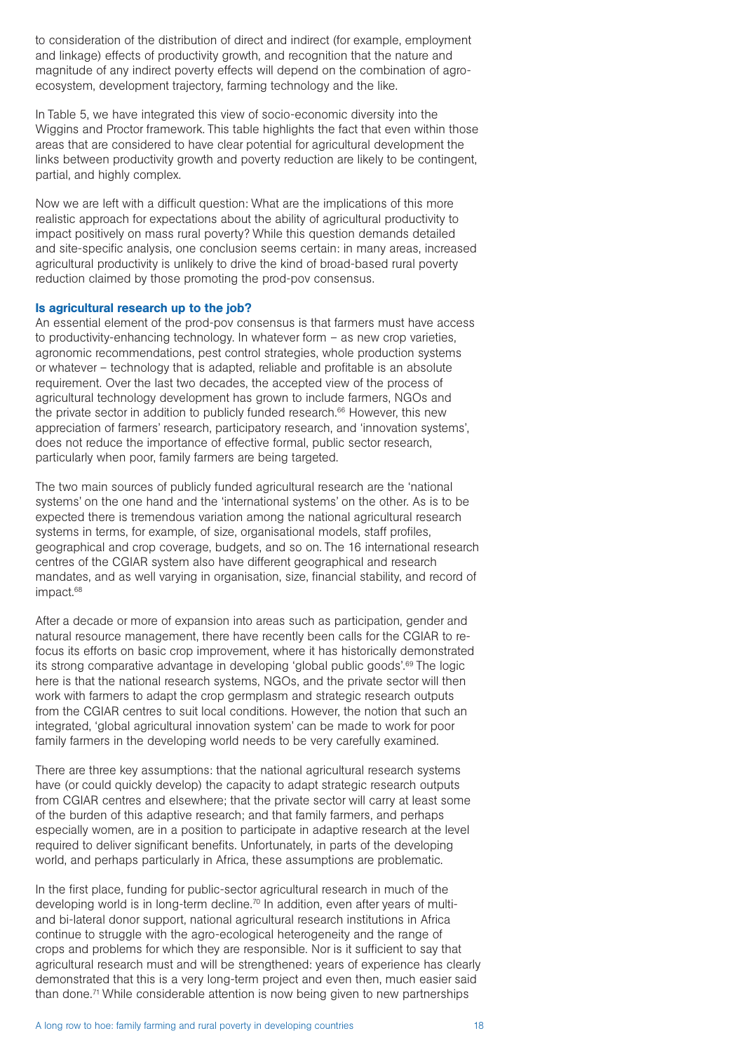to consideration of the distribution of direct and indirect (for example, employment and linkage) effects of productivity growth, and recognition that the nature and magnitude of any indirect poverty effects will depend on the combination of agro-ecosystem, development trajectory, farming technology and the like.

In Table 5, we have integrated this view of socio-economic diversity into the Wiggins and Proctor framework. This table highlights the fact that even within those areas that are considered to have clear potential for agricultural development the links between productivity growth and poverty reduction are likely to be contingent, partial, and highly complex.

Now we are left with a difficult question: What are the implications of this more realistic approach for expectations about the ability of agricultural productivity to impact positively on mass rural poverty? While this question demands detailed and site-specific analysis, one conclusion seems certain: in many areas, increased agricultural productivity is unlikely to drive the kind of broad-based rural poverty reduction claimed by those promoting the prod-pov consensus.

### Is agricultural research up to the job?

An essential element of the prod-pov consensus is that farmers must have access to productivity-enhancing technology. In whatever form – as new crop varieties, agronomic recommendations, pest control strategies, whole production systems or whatever – technology that is adapted, reliable and profitable is an absolute requirement. Over the last two decades, the accepted view of the process of agricultural technology development has grown to include farmers, NGOs and the private sector in addition to publicly funded research.[66] However, this new appreciation of farmers' research, participatory research, and 'innovation systems', does not reduce the importance of effective formal, public sector research, particularly when poor, family farmers are being targeted.

The two main sources of publicly funded agricultural research are the 'national systems' on the one hand and the 'international systems' on the other. As is to be expected there is tremendous variation among the national agricultural research systems in terms, for example, of size, organisational models, staff profiles, geographical and crop coverage, budgets, and so on. The 16 international research centres of the CGIAR system also have different geographical and research mandates, and as well varying in organisation, size, financial stability, and record of impact.[68]

After a decade or more of expansion into areas such as participation, gender and natural resource management, there have recently been calls for the CGIAR to re-focus its efforts on basic crop improvement, where it has historically demonstrated its strong comparative advantage in developing 'global public goods'.[69] The logic here is that the national research systems, NGOs, and the private sector will then work with farmers to adapt the crop germplasm and strategic research outputs from the CGIAR centres to suit local conditions. However, the notion that such an integrated, 'global agricultural innovation system' can be made to work for poor family farmers in the developing world needs to be very carefully examined.

There are three key assumptions: that the national agricultural research systems have (or could quickly develop) the capacity to adapt strategic research outputs from CGIAR centres and elsewhere; that the private sector will carry at least some of the burden of this adaptive research; and that family farmers, and perhaps especially women, are in a position to participate in adaptive research at the level required to deliver significant benefits. Unfortunately, in parts of the developing world, and perhaps particularly in Africa, these assumptions are problematic.

In the first place, funding for public-sector agricultural research in much of the developing world is in long-term decline.[70] In addition, even after years of multi- and bi-lateral donor support, national agricultural research institutions in Africa continue to struggle with the agro-ecological heterogeneity and the range of crops and problems for which they are responsible. Nor is it sufficient to say that agricultural research must and will be strengthened: years of experience has clearly demonstrated that this is a very long-term project and even then, much easier said than done.[71] While considerable attention is now being given to new partnerships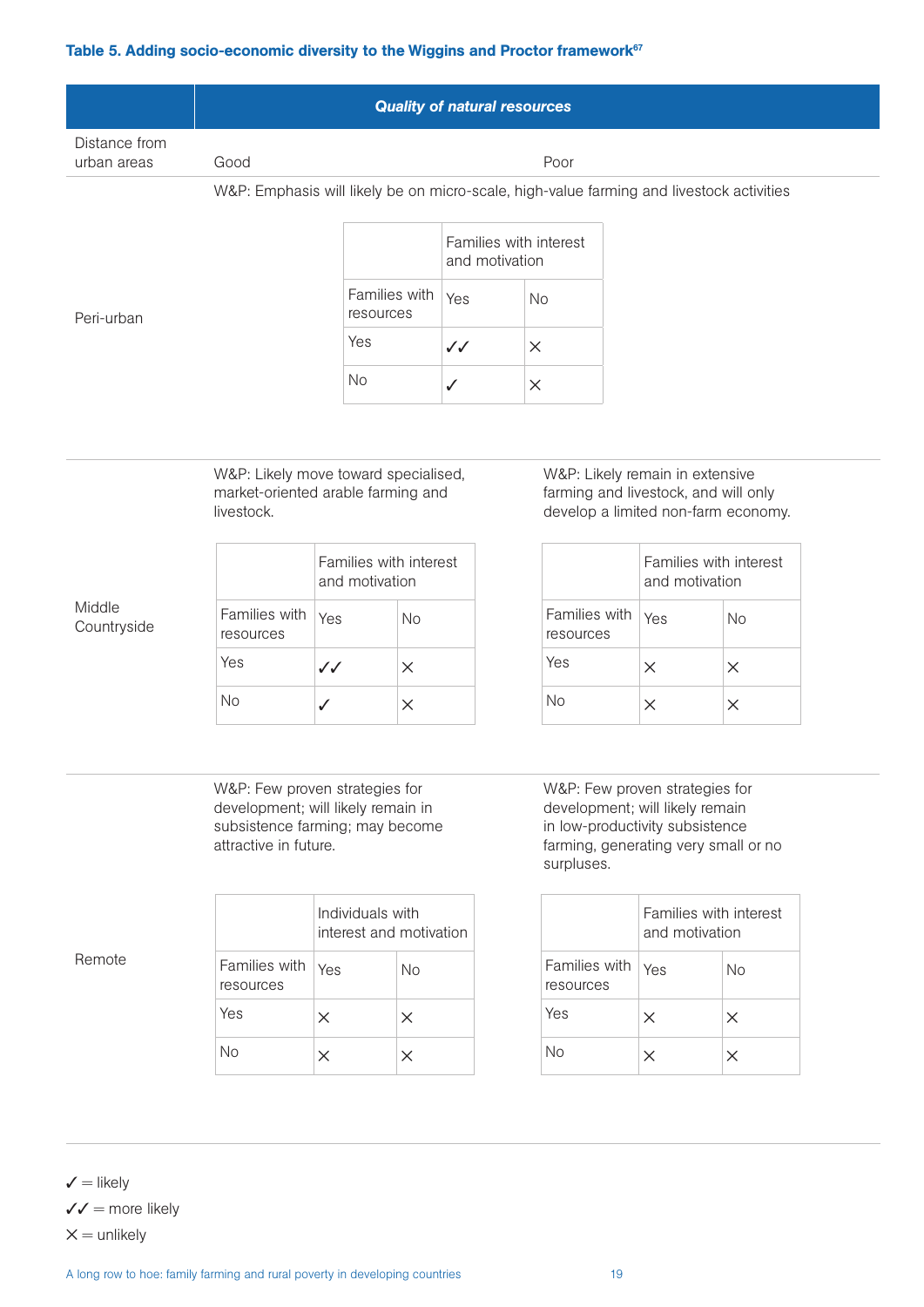**Table 5. Adding socio-economic diversity to the Wiggins and Proctor framework[67]**

***Quality of natural resources***

| Distance from urban areas | Good | Poor |
|---|---|---|
| Peri-urban | W&P: Emphasis will likely be on micro-scale, high-value farming and livestock activities | |
| Middle Countryside | W&P: Likely move toward specialised, market-oriented arable farming and livestock. | W&P: Likely remain in extensive farming and livestock, and will only develop a limited non-farm economy. |
| Remote | W&P: Few proven strategies for development; will likely remain in subsistence farming; may become attractive in future. | W&P: Few proven strategies for development; will likely remain in low-productivity subsistence farming, generating very small or no surpluses. |

**Peri-urban (Good / Poor):**

| Families with resources | Families with interest and motivation: Yes | Families with interest and motivation: No |
|---|---|---|
| Yes | ✓✓ | × |
| No | ✓ | × |

**Middle Countryside – Good:**

| Families with resources | Families with interest and motivation: Yes | Families with interest and motivation: No |
|---|---|---|
| Yes | ✓✓ | × |
| No | ✓ | × |

**Middle Countryside – Poor:**

| Families with resources | Families with interest and motivation: Yes | Families with interest and motivation: No |
|---|---|---|
| Yes | × | × |
| No | × | × |

**Remote – Good:**

| Families with resources | Individuals with interest and motivation: Yes | Individuals with interest and motivation: No |
|---|---|---|
| Yes | × | × |
| No | × | × |

**Remote – Poor:**

| Families with resources | Families with interest and motivation: Yes | Families with interest and motivation: No |
|---|---|---|
| Yes | × | × |
| No | × | × |

✓ = likely
✓✓ = more likely
× = unlikely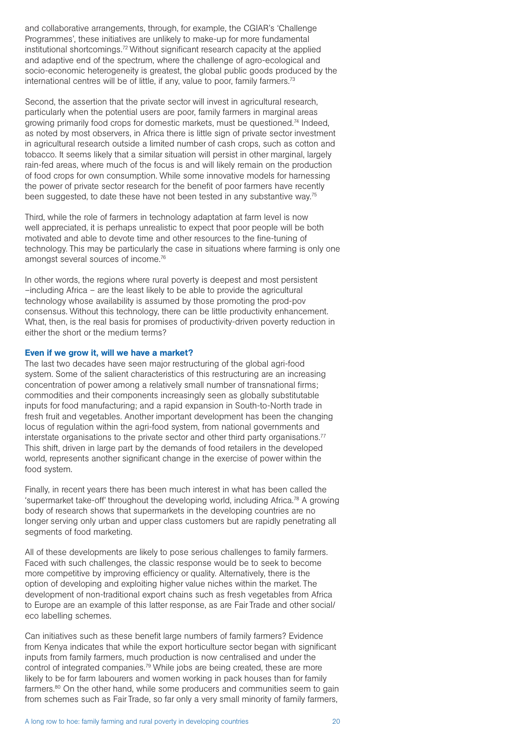and collaborative arrangements, through, for example, the CGIAR's 'Challenge Programmes', these initiatives are unlikely to make-up for more fundamental institutional shortcomings.[72] Without significant research capacity at the applied and adaptive end of the spectrum, where the challenge of agro-ecological and socio-economic heterogeneity is greatest, the global public goods produced by the international centres will be of little, if any, value to poor, family farmers.[73]

Second, the assertion that the private sector will invest in agricultural research, particularly when the potential users are poor, family farmers in marginal areas growing primarily food crops for domestic markets, must be questioned.[74] Indeed, as noted by most observers, in Africa there is little sign of private sector investment in agricultural research outside a limited number of cash crops, such as cotton and tobacco. It seems likely that a similar situation will persist in other marginal, largely rain-fed areas, where much of the focus is and will likely remain on the production of food crops for own consumption. While some innovative models for harnessing the power of private sector research for the benefit of poor farmers have recently been suggested, to date these have not been tested in any substantive way.[75]

Third, while the role of farmers in technology adaptation at farm level is now well appreciated, it is perhaps unrealistic to expect that poor people will be both motivated and able to devote time and other resources to the fine-tuning of technology. This may be particularly the case in situations where farming is only one amongst several sources of income.[76]

In other words, the regions where rural poverty is deepest and most persistent –including Africa – are the least likely to be able to provide the agricultural technology whose availability is assumed by those promoting the prod-pov consensus. Without this technology, there can be little productivity enhancement. What, then, is the real basis for promises of productivity-driven poverty reduction in either the short or the medium terms?

### Even if we grow it, will we have a market?

The last two decades have seen major restructuring of the global agri-food system. Some of the salient characteristics of this restructuring are an increasing concentration of power among a relatively small number of transnational firms; commodities and their components increasingly seen as globally substitutable inputs for food manufacturing; and a rapid expansion in South-to-North trade in fresh fruit and vegetables. Another important development has been the changing locus of regulation within the agri-food system, from national governments and interstate organisations to the private sector and other third party organisations.[77] This shift, driven in large part by the demands of food retailers in the developed world, represents another significant change in the exercise of power within the food system.

Finally, in recent years there has been much interest in what has been called the 'supermarket take-off' throughout the developing world, including Africa.[78] A growing body of research shows that supermarkets in the developing countries are no longer serving only urban and upper class customers but are rapidly penetrating all segments of food marketing.

All of these developments are likely to pose serious challenges to family farmers. Faced with such challenges, the classic response would be to seek to become more competitive by improving efficiency or quality. Alternatively, there is the option of developing and exploiting higher value niches within the market. The development of non-traditional export chains such as fresh vegetables from Africa to Europe are an example of this latter response, as are Fair Trade and other social/eco labelling schemes.

Can initiatives such as these benefit large numbers of family farmers? Evidence from Kenya indicates that while the export horticulture sector began with significant inputs from family farmers, much production is now centralised and under the control of integrated companies.[79] While jobs are being created, these are more likely to be for farm labourers and women working in pack houses than for family farmers.[80] On the other hand, while some producers and communities seem to gain from schemes such as Fair Trade, so far only a very small minority of family farmers,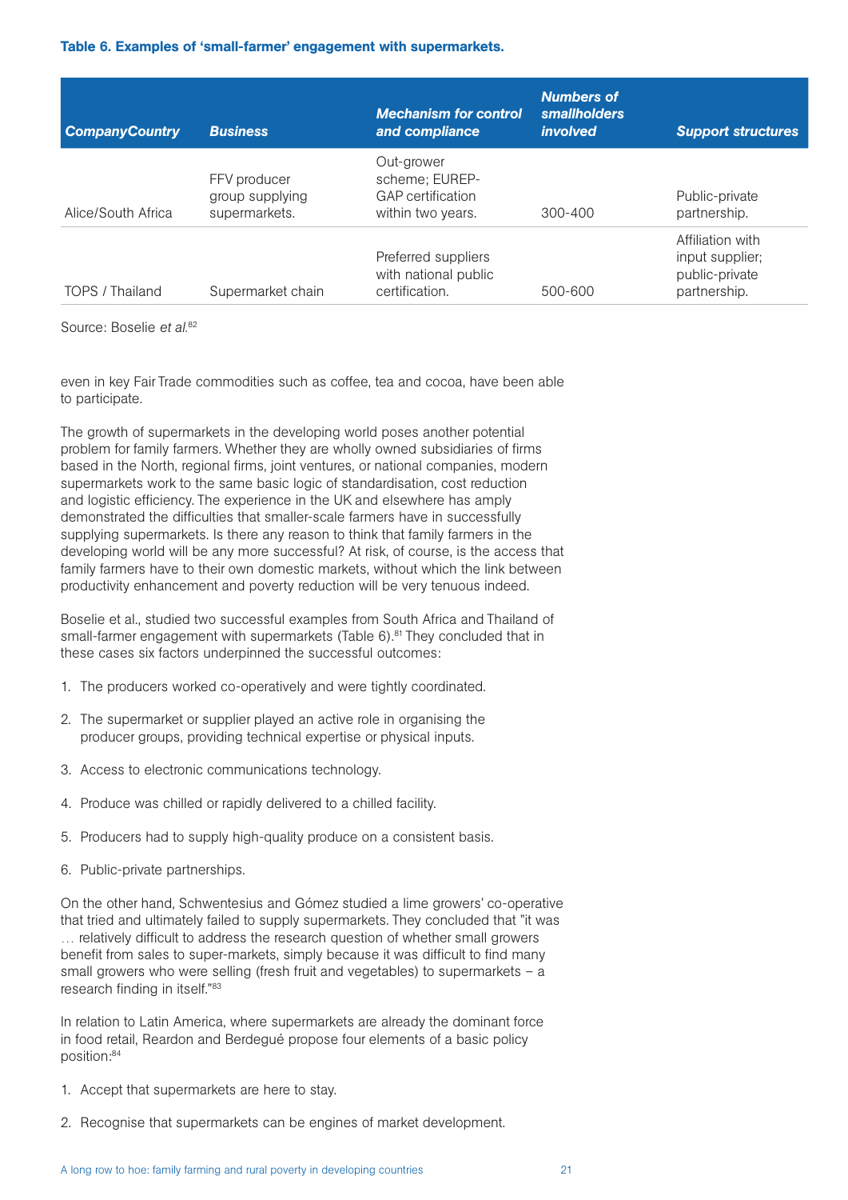**Table 6. Examples of 'small-farmer' engagement with supermarkets.**

| CompanyCountry | Business | Mechanism for control and compliance | Numbers of smallholders involved | Support structures |
|---|---|---|---|---|
| Alice/South Africa | FFV producer group supplying supermarkets. | Out-grower scheme; EUREP-GAP certification within two years. | 300-400 | Public-private partnership. |
| TOPS / Thailand | Supermarket chain | Preferred suppliers with national public certification. | 500-600 | Affiliation with input supplier; public-private partnership. |

Source: Boselie *et al.*[82]

even in key Fair Trade commodities such as coffee, tea and cocoa, have been able to participate.

The growth of supermarkets in the developing world poses another potential problem for family farmers. Whether they are wholly owned subsidiaries of firms based in the North, regional firms, joint ventures, or national companies, modern supermarkets work to the same basic logic of standardisation, cost reduction and logistic efficiency. The experience in the UK and elsewhere has amply demonstrated the difficulties that smaller-scale farmers have in successfully supplying supermarkets. Is there any reason to think that family farmers in the developing world will be any more successful? At risk, of course, is the access that family farmers have to their own domestic markets, without which the link between productivity enhancement and poverty reduction will be very tenuous indeed.

Boselie et al., studied two successful examples from South Africa and Thailand of small-farmer engagement with supermarkets (Table 6).[81] They concluded that in these cases six factors underpinned the successful outcomes:

1. The producers worked co-operatively and were tightly coordinated.
2. The supermarket or supplier played an active role in organising the producer groups, providing technical expertise or physical inputs.
3. Access to electronic communications technology.
4. Produce was chilled or rapidly delivered to a chilled facility.
5. Producers had to supply high-quality produce on a consistent basis.
6. Public-private partnerships.

On the other hand, Schwentesius and Gómez studied a lime growers' co-operative that tried and ultimately failed to supply supermarkets. They concluded that "it was … relatively difficult to address the research question of whether small growers benefit from sales to super-markets, simply because it was difficult to find many small growers who were selling (fresh fruit and vegetables) to supermarkets – a research finding in itself."[83]

In relation to Latin America, where supermarkets are already the dominant force in food retail, Reardon and Berdegué propose four elements of a basic policy position:[84]

1. Accept that supermarkets are here to stay.
2. Recognise that supermarkets can be engines of market development.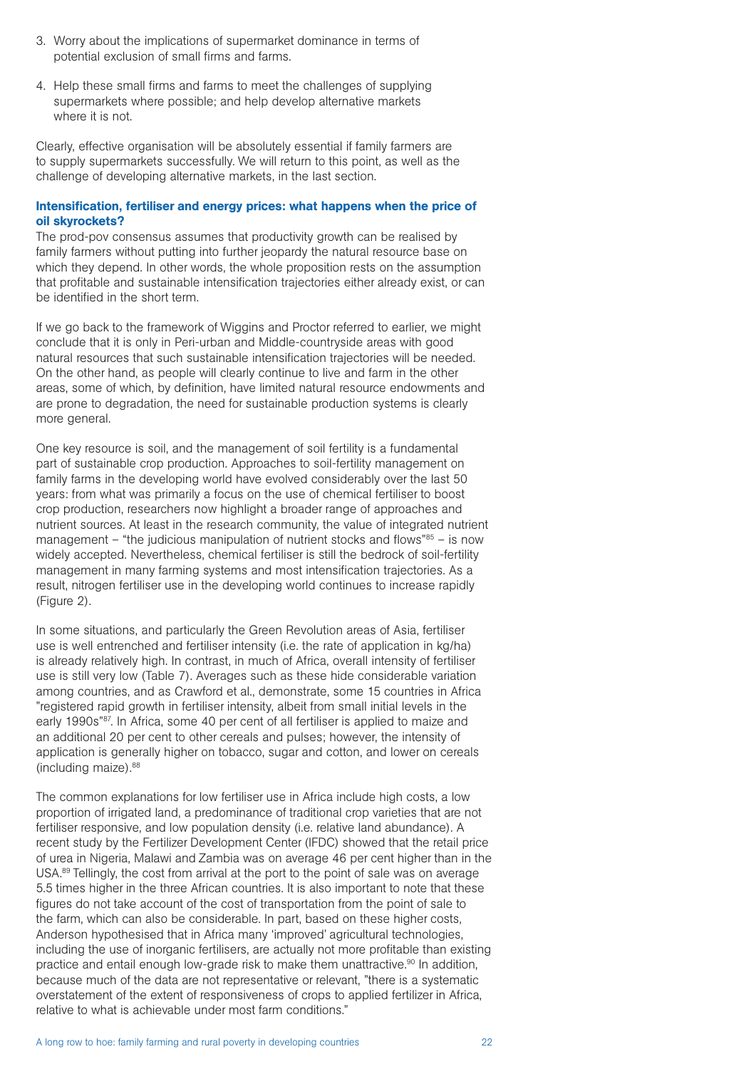3. Worry about the implications of supermarket dominance in terms of potential exclusion of small firms and farms.

4. Help these small firms and farms to meet the challenges of supplying supermarkets where possible; and help develop alternative markets where it is not.

Clearly, effective organisation will be absolutely essential if family farmers are to supply supermarkets successfully. We will return to this point, as well as the challenge of developing alternative markets, in the last section.

**Intensification, fertiliser and energy prices: what happens when the price of oil skyrockets?**

The prod-pov consensus assumes that productivity growth can be realised by family farmers without putting into further jeopardy the natural resource base on which they depend. In other words, the whole proposition rests on the assumption that profitable and sustainable intensification trajectories either already exist, or can be identified in the short term.

If we go back to the framework of Wiggins and Proctor referred to earlier, we might conclude that it is only in Peri-urban and Middle-countryside areas with good natural resources that such sustainable intensification trajectories will be needed. On the other hand, as people will clearly continue to live and farm in the other areas, some of which, by definition, have limited natural resource endowments and are prone to degradation, the need for sustainable production systems is clearly more general.

One key resource is soil, and the management of soil fertility is a fundamental part of sustainable crop production. Approaches to soil-fertility management on family farms in the developing world have evolved considerably over the last 50 years: from what was primarily a focus on the use of chemical fertiliser to boost crop production, researchers now highlight a broader range of approaches and nutrient sources. At least in the research community, the value of integrated nutrient management – "the judicious manipulation of nutrient stocks and flows"[85] – is now widely accepted. Nevertheless, chemical fertiliser is still the bedrock of soil-fertility management in many farming systems and most intensification trajectories. As a result, nitrogen fertiliser use in the developing world continues to increase rapidly (Figure 2).

In some situations, and particularly the Green Revolution areas of Asia, fertiliser use is well entrenched and fertiliser intensity (i.e. the rate of application in kg/ha) is already relatively high. In contrast, in much of Africa, overall intensity of fertiliser use is still very low (Table 7). Averages such as these hide considerable variation among countries, and as Crawford et al., demonstrate, some 15 countries in Africa "registered rapid growth in fertiliser intensity, albeit from small initial levels in the early 1990s"[87]. In Africa, some 40 per cent of all fertiliser is applied to maize and an additional 20 per cent to other cereals and pulses; however, the intensity of application is generally higher on tobacco, sugar and cotton, and lower on cereals (including maize).[88]

The common explanations for low fertiliser use in Africa include high costs, a low proportion of irrigated land, a predominance of traditional crop varieties that are not fertiliser responsive, and low population density (i.e. relative land abundance). A recent study by the Fertilizer Development Center (IFDC) showed that the retail price of urea in Nigeria, Malawi and Zambia was on average 46 per cent higher than in the USA.[89] Tellingly, the cost from arrival at the port to the point of sale was on average 5.5 times higher in the three African countries. It is also important to note that these figures do not take account of the cost of transportation from the point of sale to the farm, which can also be considerable. In part, based on these higher costs, Anderson hypothesised that in Africa many 'improved' agricultural technologies, including the use of inorganic fertilisers, are actually not more profitable than existing practice and entail enough low-grade risk to make them unattractive.[90] In addition, because much of the data are not representative or relevant, "there is a systematic overstatement of the extent of responsiveness of crops to applied fertilizer in Africa, relative to what is achievable under most farm conditions."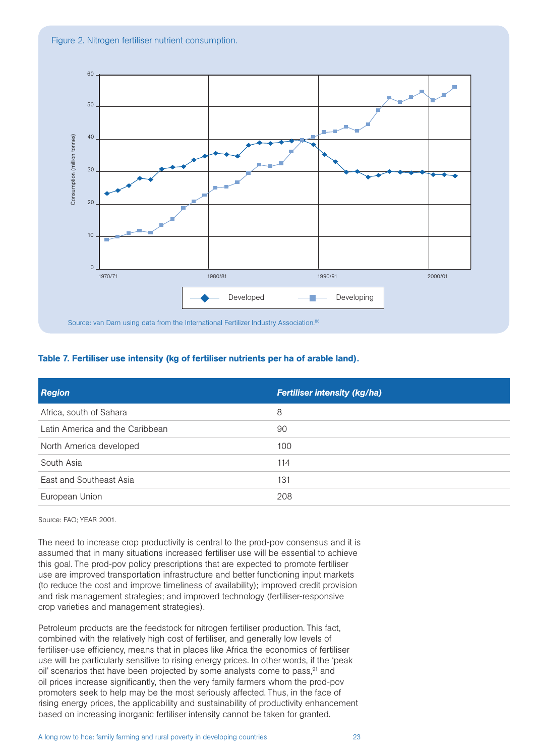Figure 2. Nitrogen fertiliser nutrient consumption.

Source: van Dam using data from the International Fertilizer Industry Association.[86]

**Table 7. Fertiliser use intensity (kg of fertiliser nutrients per ha of arable land).**

| *Region* | *Fertiliser intensity (kg/ha)* |
| --- | --- |
| Africa, south of Sahara | 8 |
| Latin America and the Caribbean | 90 |
| North America developed | 100 |
| South Asia | 114 |
| East and Southeast Asia | 131 |
| European Union | 208 |

Source: FAO; YEAR 2001.

The need to increase crop productivity is central to the prod-pov consensus and it is assumed that in many situations increased fertiliser use will be essential to achieve this goal. The prod-pov policy prescriptions that are expected to promote fertiliser use are improved transportation infrastructure and better functioning input markets (to reduce the cost and improve timeliness of availability); improved credit provision and risk management strategies; and improved technology (fertiliser-responsive crop varieties and management strategies).

Petroleum products are the feedstock for nitrogen fertiliser production. This fact, combined with the relatively high cost of fertiliser, and generally low levels of fertiliser-use efficiency, means that in places like Africa the economics of fertiliser use will be particularly sensitive to rising energy prices. In other words, if the 'peak oil' scenarios that have been projected by some analysts come to pass,[91] and oil prices increase significantly, then the very family farmers whom the prod-pov promoters seek to help may be the most seriously affected. Thus, in the face of rising energy prices, the applicability and sustainability of productivity enhancement based on increasing inorganic fertiliser intensity cannot be taken for granted.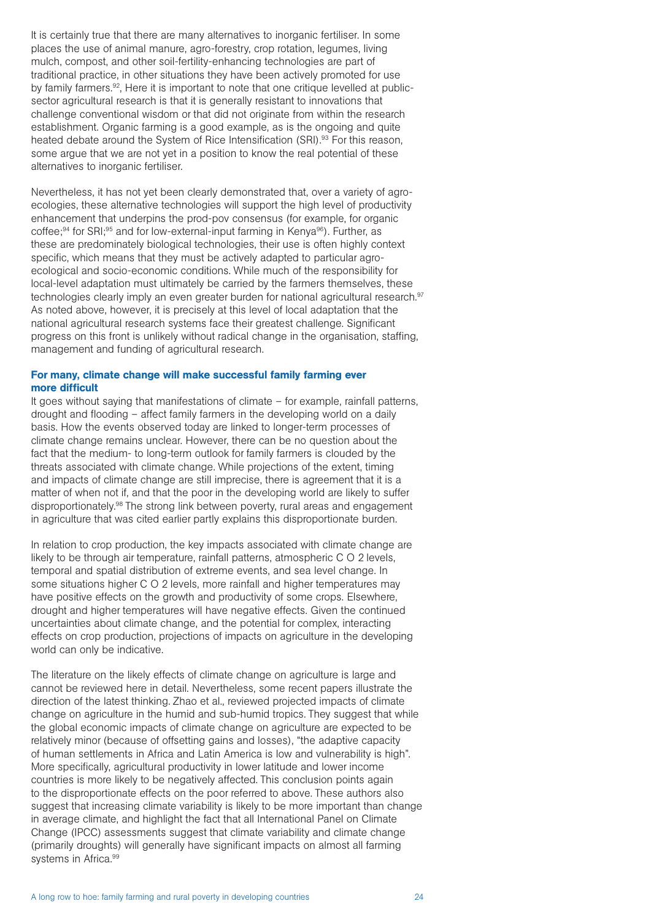It is certainly true that there are many alternatives to inorganic fertiliser. In some places the use of animal manure, agro-forestry, crop rotation, legumes, living mulch, compost, and other soil-fertility-enhancing technologies are part of traditional practice, in other situations they have been actively promoted for use by family farmers.[92], Here it is important to note that one critique levelled at public-sector agricultural research is that it is generally resistant to innovations that challenge conventional wisdom or that did not originate from within the research establishment. Organic farming is a good example, as is the ongoing and quite heated debate around the System of Rice Intensification (SRI).[93] For this reason, some argue that we are not yet in a position to know the real potential of these alternatives to inorganic fertiliser.

Nevertheless, it has not yet been clearly demonstrated that, over a variety of agro-ecologies, these alternative technologies will support the high level of productivity enhancement that underpins the prod-pov consensus (for example, for organic coffee;[94] for SRI;[95] and for low-external-input farming in Kenya[96]). Further, as these are predominately biological technologies, their use is often highly context specific, which means that they must be actively adapted to particular agro-ecological and socio-economic conditions. While much of the responsibility for local-level adaptation must ultimately be carried by the farmers themselves, these technologies clearly imply an even greater burden for national agricultural research.[97] As noted above, however, it is precisely at this level of local adaptation that the national agricultural research systems face their greatest challenge. Significant progress on this front is unlikely without radical change in the organisation, staffing, management and funding of agricultural research.

### For many, climate change will make successful family farming ever more difficult

It goes without saying that manifestations of climate – for example, rainfall patterns, drought and flooding – affect family farmers in the developing world on a daily basis. How the events observed today are linked to longer-term processes of climate change remains unclear. However, there can be no question about the fact that the medium- to long-term outlook for family farmers is clouded by the threats associated with climate change. While projections of the extent, timing and impacts of climate change are still imprecise, there is agreement that it is a matter of when not if, and that the poor in the developing world are likely to suffer disproportionately.[98] The strong link between poverty, rural areas and engagement in agriculture that was cited earlier partly explains this disproportionate burden.

In relation to crop production, the key impacts associated with climate change are likely to be through air temperature, rainfall patterns, atmospheric $CO_2$ levels, temporal and spatial distribution of extreme events, and sea level change. In some situations higher $CO_2$ levels, more rainfall and higher temperatures may have positive effects on the growth and productivity of some crops. Elsewhere, drought and higher temperatures will have negative effects. Given the continued uncertainties about climate change, and the potential for complex, interacting effects on crop production, projections of impacts on agriculture in the developing world can only be indicative.

The literature on the likely effects of climate change on agriculture is large and cannot be reviewed here in detail. Nevertheless, some recent papers illustrate the direction of the latest thinking. Zhao et al., reviewed projected impacts of climate change on agriculture in the humid and sub-humid tropics. They suggest that while the global economic impacts of climate change on agriculture are expected to be relatively minor (because of offsetting gains and losses), "the adaptive capacity of human settlements in Africa and Latin America is low and vulnerability is high". More specifically, agricultural productivity in lower latitude and lower income countries is more likely to be negatively affected. This conclusion points again to the disproportionate effects on the poor referred to above. These authors also suggest that increasing climate variability is likely to be more important than change in average climate, and highlight the fact that all International Panel on Climate Change (IPCC) assessments suggest that climate variability and climate change (primarily droughts) will generally have significant impacts on almost all farming systems in Africa.[99]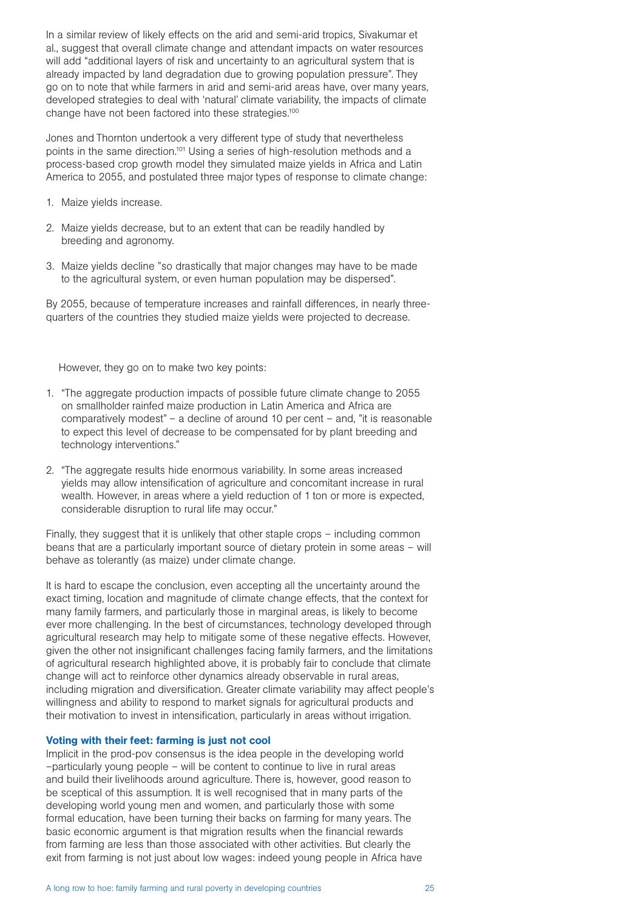In a similar review of likely effects on the arid and semi-arid tropics, Sivakumar et al., suggest that overall climate change and attendant impacts on water resources will add "additional layers of risk and uncertainty to an agricultural system that is already impacted by land degradation due to growing population pressure". They go on to note that while farmers in arid and semi-arid areas have, over many years, developed strategies to deal with 'natural' climate variability, the impacts of climate change have not been factored into these strategies.[100]

Jones and Thornton undertook a very different type of study that nevertheless points in the same direction.[101] Using a series of high-resolution methods and a process-based crop growth model they simulated maize yields in Africa and Latin America to 2055, and postulated three major types of response to climate change:

1. Maize yields increase.

2. Maize yields decrease, but to an extent that can be readily handled by breeding and agronomy.

3. Maize yields decline "so drastically that major changes may have to be made to the agricultural system, or even human population may be dispersed".

By 2055, because of temperature increases and rainfall differences, in nearly three-quarters of the countries they studied maize yields were projected to decrease.

However, they go on to make two key points:

1. "The aggregate production impacts of possible future climate change to 2055 on smallholder rainfed maize production in Latin America and Africa are comparatively modest" – a decline of around 10 per cent – and, "it is reasonable to expect this level of decrease to be compensated for by plant breeding and technology interventions."

2. "The aggregate results hide enormous variability. In some areas increased yields may allow intensification of agriculture and concomitant increase in rural wealth. However, in areas where a yield reduction of 1 ton or more is expected, considerable disruption to rural life may occur."

Finally, they suggest that it is unlikely that other staple crops – including common beans that are a particularly important source of dietary protein in some areas – will behave as tolerantly (as maize) under climate change.

It is hard to escape the conclusion, even accepting all the uncertainty around the exact timing, location and magnitude of climate change effects, that the context for many family farmers, and particularly those in marginal areas, is likely to become ever more challenging. In the best of circumstances, technology developed through agricultural research may help to mitigate some of these negative effects. However, given the other not insignificant challenges facing family farmers, and the limitations of agricultural research highlighted above, it is probably fair to conclude that climate change will act to reinforce other dynamics already observable in rural areas, including migration and diversification. Greater climate variability may affect people's willingness and ability to respond to market signals for agricultural products and their motivation to invest in intensification, particularly in areas without irrigation.

### Voting with their feet: farming is just not cool

Implicit in the prod-pov consensus is the idea people in the developing world –particularly young people – will be content to continue to live in rural areas and build their livelihoods around agriculture. There is, however, good reason to be sceptical of this assumption. It is well recognised that in many parts of the developing world young men and women, and particularly those with some formal education, have been turning their backs on farming for many years. The basic economic argument is that migration results when the financial rewards from farming are less than those associated with other activities. But clearly the exit from farming is not just about low wages: indeed young people in Africa have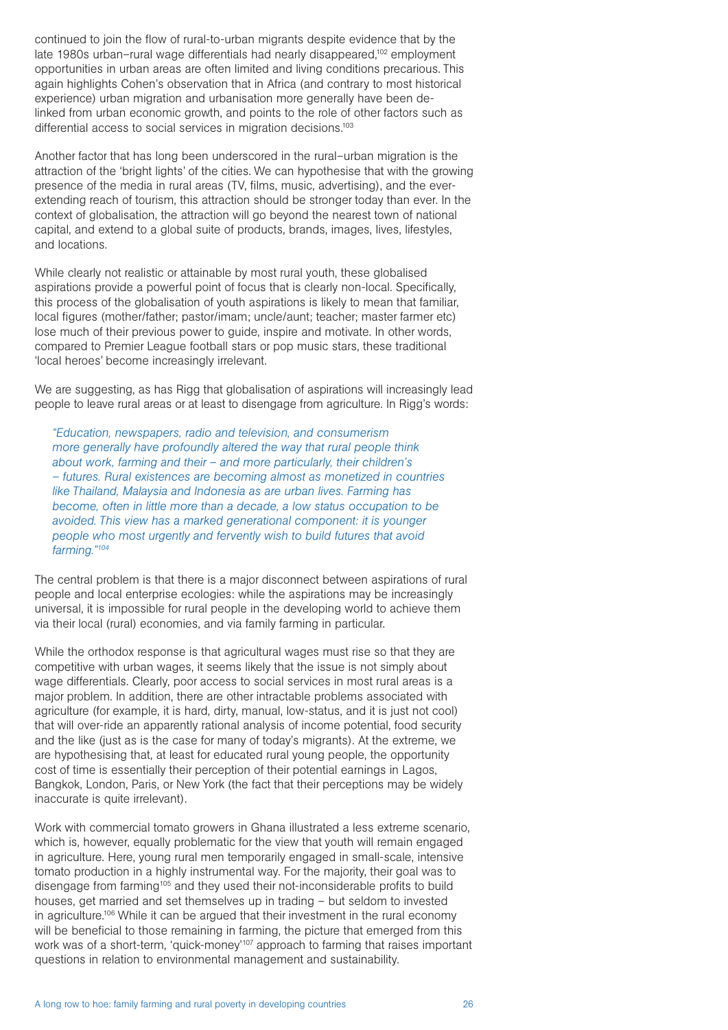continued to join the flow of rural-to-urban migrants despite evidence that by the late 1980s urban–rural wage differentials had nearly disappeared,[102] employment opportunities in urban areas are often limited and living conditions precarious. This again highlights Cohen's observation that in Africa (and contrary to most historical experience) urban migration and urbanisation more generally have been de-linked from urban economic growth, and points to the role of other factors such as differential access to social services in migration decisions.[103]

Another factor that has long been underscored in the rural–urban migration is the attraction of the 'bright lights' of the cities. We can hypothesise that with the growing presence of the media in rural areas (TV, films, music, advertising), and the ever-extending reach of tourism, this attraction should be stronger today than ever. In the context of globalisation, the attraction will go beyond the nearest town of national capital, and extend to a global suite of products, brands, images, lives, lifestyles, and locations.

While clearly not realistic or attainable by most rural youth, these globalised aspirations provide a powerful point of focus that is clearly non-local. Specifically, this process of the globalisation of youth aspirations is likely to mean that familiar, local figures (mother/father; pastor/imam; uncle/aunt; teacher; master farmer etc) lose much of their previous power to guide, inspire and motivate. In other words, compared to Premier League football stars or pop music stars, these traditional 'local heroes' become increasingly irrelevant.

We are suggesting, as has Rigg that globalisation of aspirations will increasingly lead people to leave rural areas or at least to disengage from agriculture. In Rigg's words:

> *"Education, newspapers, radio and television, and consumerism more generally have profoundly altered the way that rural people think about work, farming and their – and more particularly, their children's – futures. Rural existences are becoming almost as monetized in countries like Thailand, Malaysia and Indonesia as are urban lives. Farming has become, often in little more than a decade, a low status occupation to be avoided. This view has a marked generational component: it is younger people who most urgently and fervently wish to build futures that avoid farming."*[104]

The central problem is that there is a major disconnect between aspirations of rural people and local enterprise ecologies: while the aspirations may be increasingly universal, it is impossible for rural people in the developing world to achieve them via their local (rural) economies, and via family farming in particular.

While the orthodox response is that agricultural wages must rise so that they are competitive with urban wages, it seems likely that the issue is not simply about wage differentials. Clearly, poor access to social services in most rural areas is a major problem. In addition, there are other intractable problems associated with agriculture (for example, it is hard, dirty, manual, low-status, and it is just not cool) that will over-ride an apparently rational analysis of income potential, food security and the like (just as is the case for many of today's migrants). At the extreme, we are hypothesising that, at least for educated rural young people, the opportunity cost of time is essentially their perception of their potential earnings in Lagos, Bangkok, London, Paris, or New York (the fact that their perceptions may be widely inaccurate is quite irrelevant).

Work with commercial tomato growers in Ghana illustrated a less extreme scenario, which is, however, equally problematic for the view that youth will remain engaged in agriculture. Here, young rural men temporarily engaged in small-scale, intensive tomato production in a highly instrumental way. For the majority, their goal was to disengage from farming[105] and they used their not-inconsiderable profits to build houses, get married and set themselves up in trading – but seldom to invested in agriculture.[106] While it can be argued that their investment in the rural economy will be beneficial to those remaining in farming, the picture that emerged from this work was of a short-term, 'quick-money'[107] approach to farming that raises important questions in relation to environmental management and sustainability.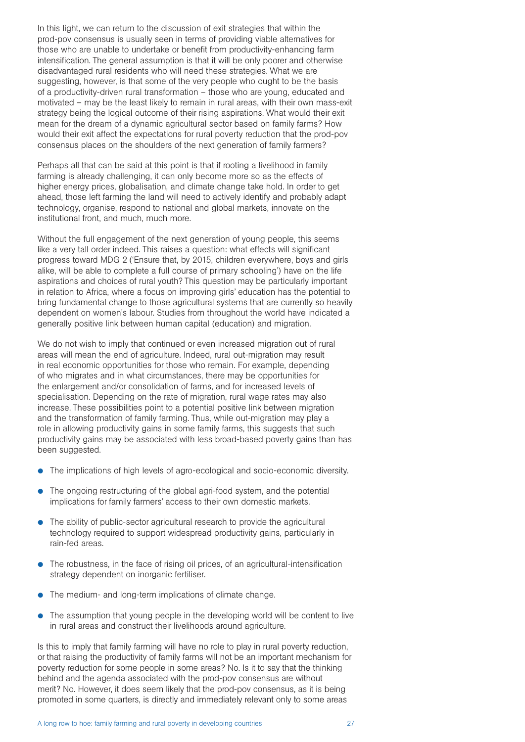In this light, we can return to the discussion of exit strategies that within the prod-pov consensus is usually seen in terms of providing viable alternatives for those who are unable to undertake or benefit from productivity-enhancing farm intensification. The general assumption is that it will be only poorer and otherwise disadvantaged rural residents who will need these strategies. What we are suggesting, however, is that some of the very people who ought to be the basis of a productivity-driven rural transformation – those who are young, educated and motivated – may be the least likely to remain in rural areas, with their own mass-exit strategy being the logical outcome of their rising aspirations. What would their exit mean for the dream of a dynamic agricultural sector based on family farms? How would their exit affect the expectations for rural poverty reduction that the prod-pov consensus places on the shoulders of the next generation of family farmers?

Perhaps all that can be said at this point is that if rooting a livelihood in family farming is already challenging, it can only become more so as the effects of higher energy prices, globalisation, and climate change take hold. In order to get ahead, those left farming the land will need to actively identify and probably adapt technology, organise, respond to national and global markets, innovate on the institutional front, and much, much more.

Without the full engagement of the next generation of young people, this seems like a very tall order indeed. This raises a question: what effects will significant progress toward MDG 2 ('Ensure that, by 2015, children everywhere, boys and girls alike, will be able to complete a full course of primary schooling') have on the life aspirations and choices of rural youth? This question may be particularly important in relation to Africa, where a focus on improving girls' education has the potential to bring fundamental change to those agricultural systems that are currently so heavily dependent on women's labour. Studies from throughout the world have indicated a generally positive link between human capital (education) and migration.

We do not wish to imply that continued or even increased migration out of rural areas will mean the end of agriculture. Indeed, rural out-migration may result in real economic opportunities for those who remain. For example, depending of who migrates and in what circumstances, there may be opportunities for the enlargement and/or consolidation of farms, and for increased levels of specialisation. Depending on the rate of migration, rural wage rates may also increase. These possibilities point to a potential positive link between migration and the transformation of family farming. Thus, while out-migration may play a role in allowing productivity gains in some family farms, this suggests that such productivity gains may be associated with less broad-based poverty gains than has been suggested.

- The implications of high levels of agro-ecological and socio-economic diversity.
- The ongoing restructuring of the global agri-food system, and the potential implications for family farmers' access to their own domestic markets.
- The ability of public-sector agricultural research to provide the agricultural technology required to support widespread productivity gains, particularly in rain-fed areas.
- The robustness, in the face of rising oil prices, of an agricultural-intensification strategy dependent on inorganic fertiliser.
- The medium- and long-term implications of climate change.
- The assumption that young people in the developing world will be content to live in rural areas and construct their livelihoods around agriculture.

Is this to imply that family farming will have no role to play in rural poverty reduction, or that raising the productivity of family farms will not be an important mechanism for poverty reduction for some people in some areas? No. Is it to say that the thinking behind and the agenda associated with the prod-pov consensus are without merit? No. However, it does seem likely that the prod-pov consensus, as it is being promoted in some quarters, is directly and immediately relevant only to some areas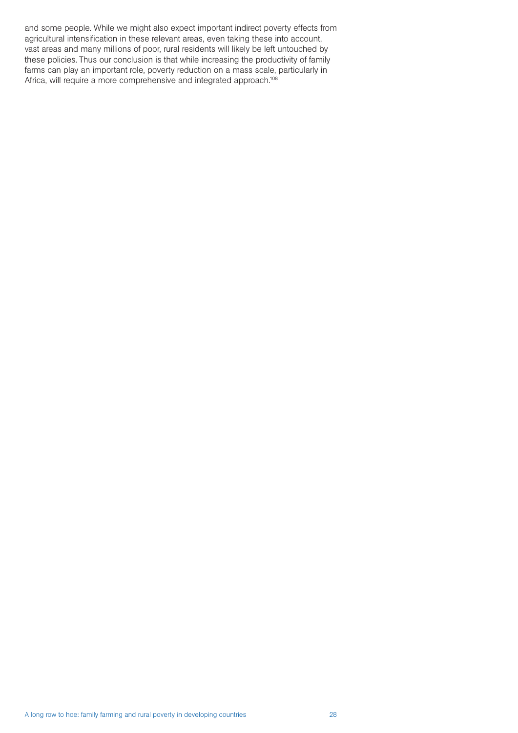and some people. While we might also expect important indirect poverty effects from agricultural intensification in these relevant areas, even taking these into account, vast areas and many millions of poor, rural residents will likely be left untouched by these policies. Thus our conclusion is that while increasing the productivity of family farms can play an important role, poverty reduction on a mass scale, particularly in Africa, will require a more comprehensive and integrated approach.[108]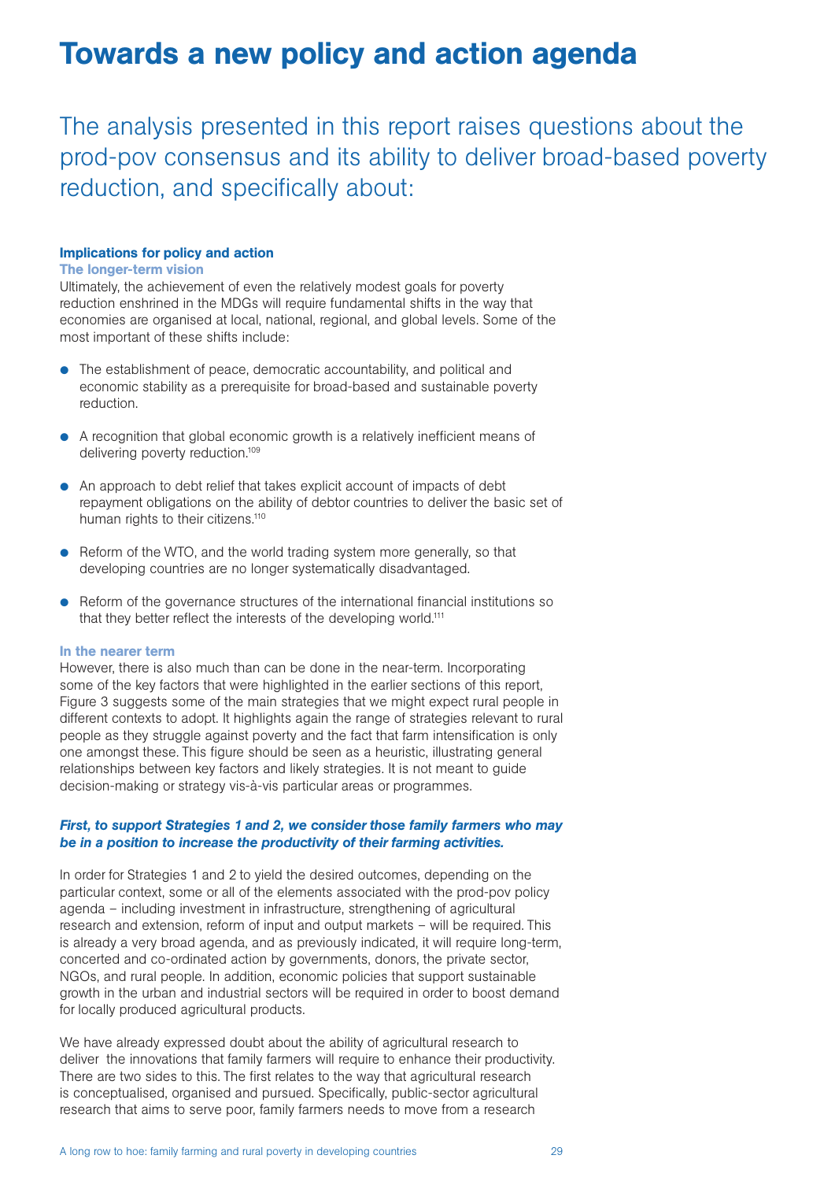# Towards a new policy and action agenda

The analysis presented in this report raises questions about the prod-pov consensus and its ability to deliver broad-based poverty reduction, and specifically about:

## Implications for policy and action

### The longer-term vision

Ultimately, the achievement of even the relatively modest goals for poverty reduction enshrined in the MDGs will require fundamental shifts in the way that economies are organised at local, national, regional, and global levels. Some of the most important of these shifts include:

- The establishment of peace, democratic accountability, and political and economic stability as a prerequisite for broad-based and sustainable poverty reduction.
- A recognition that global economic growth is a relatively inefficient means of delivering poverty reduction.[109]
- An approach to debt relief that takes explicit account of impacts of debt repayment obligations on the ability of debtor countries to deliver the basic set of human rights to their citizens.[110]
- Reform of the WTO, and the world trading system more generally, so that developing countries are no longer systematically disadvantaged.
- Reform of the governance structures of the international financial institutions so that they better reflect the interests of the developing world.[111]

### In the nearer term

However, there is also much than can be done in the near-term. Incorporating some of the key factors that were highlighted in the earlier sections of this report, Figure 3 suggests some of the main strategies that we might expect rural people in different contexts to adopt. It highlights again the range of strategies relevant to rural people as they struggle against poverty and the fact that farm intensification is only one amongst these. This figure should be seen as a heuristic, illustrating general relationships between key factors and likely strategies. It is not meant to guide decision-making or strategy vis-à-vis particular areas or programmes.

***First, to support Strategies 1 and 2, we consider those family farmers who may be in a position to increase the productivity of their farming activities.***

In order for Strategies 1 and 2 to yield the desired outcomes, depending on the particular context, some or all of the elements associated with the prod-pov policy agenda – including investment in infrastructure, strengthening of agricultural research and extension, reform of input and output markets – will be required. This is already a very broad agenda, and as previously indicated, it will require long-term, concerted and co-ordinated action by governments, donors, the private sector, NGOs, and rural people. In addition, economic policies that support sustainable growth in the urban and industrial sectors will be required in order to boost demand for locally produced agricultural products.

We have already expressed doubt about the ability of agricultural research to deliver the innovations that family farmers will require to enhance their productivity. There are two sides to this. The first relates to the way that agricultural research is conceptualised, organised and pursued. Specifically, public-sector agricultural research that aims to serve poor, family farmers needs to move from a research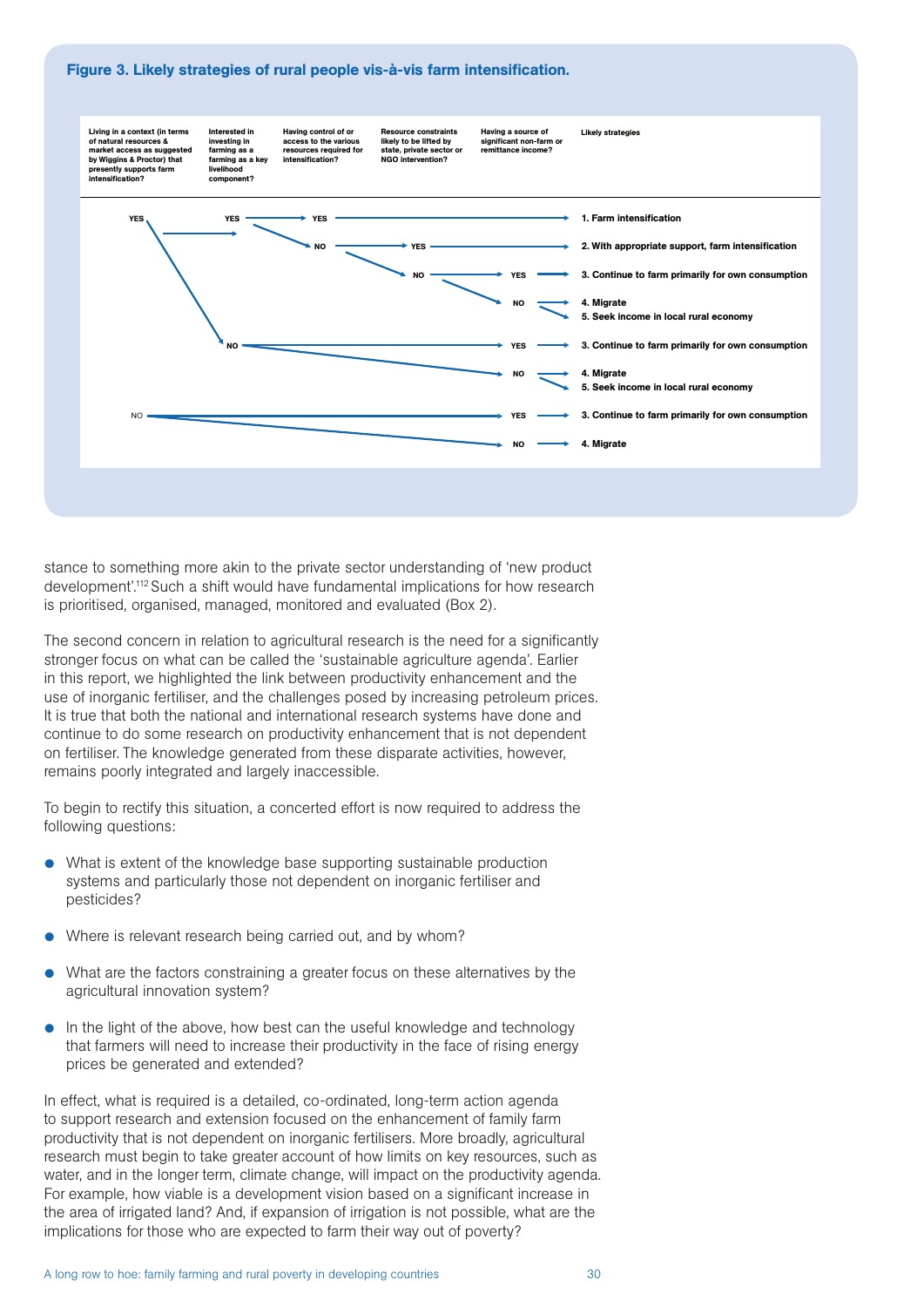**Figure 3. Likely strategies of rural people vis-à-vis farm intensification.**

| Living in a context (in terms of natural resources & market access as suggested by Wiggins & Proctor) that presently supports farm intensification? | Interested in investing in farming as a farming as a key livelihood component? | Having control of or access to the various resources required for intensification? | Resource constraints likely to be lifted by state, private sector or NGO intervention? | Having a source of significant non-farm or remittance income? | Likely strategies |
|---|---|---|---|---|---|
| YES | YES | YES | | | 1. Farm intensification |
| YES | YES | NO | YES | | 2. With appropriate support, farm intensification |
| YES | YES | NO | NO | YES | 3. Continue to farm primarily for own consumption |
| YES | YES | NO | NO | NO | 4. Migrate<br>5. Seek income in local rural economy |
| YES | NO | | | YES | 3. Continue to farm primarily for own consumption |
| YES | NO | | | NO | 4. Migrate<br>5. Seek income in local rural economy |
| NO | | | | YES | 3. Continue to farm primarily for own consumption |
| NO | | | | NO | 4. Migrate |

stance to something more akin to the private sector understanding of 'new product development'.[112] Such a shift would have fundamental implications for how research is prioritised, organised, managed, monitored and evaluated (Box 2).

The second concern in relation to agricultural research is the need for a significantly stronger focus on what can be called the 'sustainable agriculture agenda'. Earlier in this report, we highlighted the link between productivity enhancement and the use of inorganic fertiliser, and the challenges posed by increasing petroleum prices. It is true that both the national and international research systems have done and continue to do some research on productivity enhancement that is not dependent on fertiliser. The knowledge generated from these disparate activities, however, remains poorly integrated and largely inaccessible.

To begin to rectify this situation, a concerted effort is now required to address the following questions:

- What is extent of the knowledge base supporting sustainable production systems and particularly those not dependent on inorganic fertiliser and pesticides?
- Where is relevant research being carried out, and by whom?
- What are the factors constraining a greater focus on these alternatives by the agricultural innovation system?
- In the light of the above, how best can the useful knowledge and technology that farmers will need to increase their productivity in the face of rising energy prices be generated and extended?

In effect, what is required is a detailed, co-ordinated, long-term action agenda to support research and extension focused on the enhancement of family farm productivity that is not dependent on inorganic fertilisers. More broadly, agricultural research must begin to take greater account of how limits on key resources, such as water, and in the longer term, climate change, will impact on the productivity agenda. For example, how viable is a development vision based on a significant increase in the area of irrigated land? And, if expansion of irrigation is not possible, what are the implications for those who are expected to farm their way out of poverty?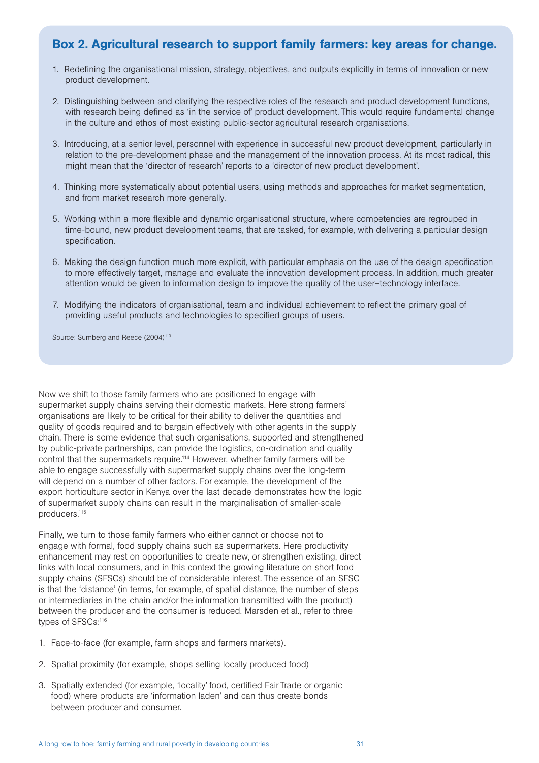## Box 2. Agricultural research to support family farmers: key areas for change.

1. Redefining the organisational mission, strategy, objectives, and outputs explicitly in terms of innovation or new product development.

2. Distinguishing between and clarifying the respective roles of the research and product development functions, with research being defined as 'in the service of' product development. This would require fundamental change in the culture and ethos of most existing public-sector agricultural research organisations.

3. Introducing, at a senior level, personnel with experience in successful new product development, particularly in relation to the pre-development phase and the management of the innovation process. At its most radical, this might mean that the 'director of research' reports to a 'director of new product development'.

4. Thinking more systematically about potential users, using methods and approaches for market segmentation, and from market research more generally.

5. Working within a more flexible and dynamic organisational structure, where competencies are regrouped in time-bound, new product development teams, that are tasked, for example, with delivering a particular design specification.

6. Making the design function much more explicit, with particular emphasis on the use of the design specification to more effectively target, manage and evaluate the innovation development process. In addition, much greater attention would be given to information design to improve the quality of the user–technology interface.

7. Modifying the indicators of organisational, team and individual achievement to reflect the primary goal of providing useful products and technologies to specified groups of users.

Source: Sumberg and Reece (2004)[113]

Now we shift to those family farmers who are positioned to engage with supermarket supply chains serving their domestic markets. Here strong farmers' organisations are likely to be critical for their ability to deliver the quantities and quality of goods required and to bargain effectively with other agents in the supply chain. There is some evidence that such organisations, supported and strengthened by public-private partnerships, can provide the logistics, co-ordination and quality control that the supermarkets require.[114] However, whether family farmers will be able to engage successfully with supermarket supply chains over the long-term will depend on a number of other factors. For example, the development of the export horticulture sector in Kenya over the last decade demonstrates how the logic of supermarket supply chains can result in the marginalisation of smaller-scale producers.[115]

Finally, we turn to those family farmers who either cannot or choose not to engage with formal, food supply chains such as supermarkets. Here productivity enhancement may rest on opportunities to create new, or strengthen existing, direct links with local consumers, and in this context the growing literature on short food supply chains (SFSCs) should be of considerable interest. The essence of an SFSC is that the 'distance' (in terms, for example, of spatial distance, the number of steps or intermediaries in the chain and/or the information transmitted with the product) between the producer and the consumer is reduced. Marsden et al., refer to three types of SFSCs:[116]

1. Face-to-face (for example, farm shops and farmers markets).

2. Spatial proximity (for example, shops selling locally produced food)

3. Spatially extended (for example, 'locality' food, certified Fair Trade or organic food) where products are 'information laden' and can thus create bonds between producer and consumer.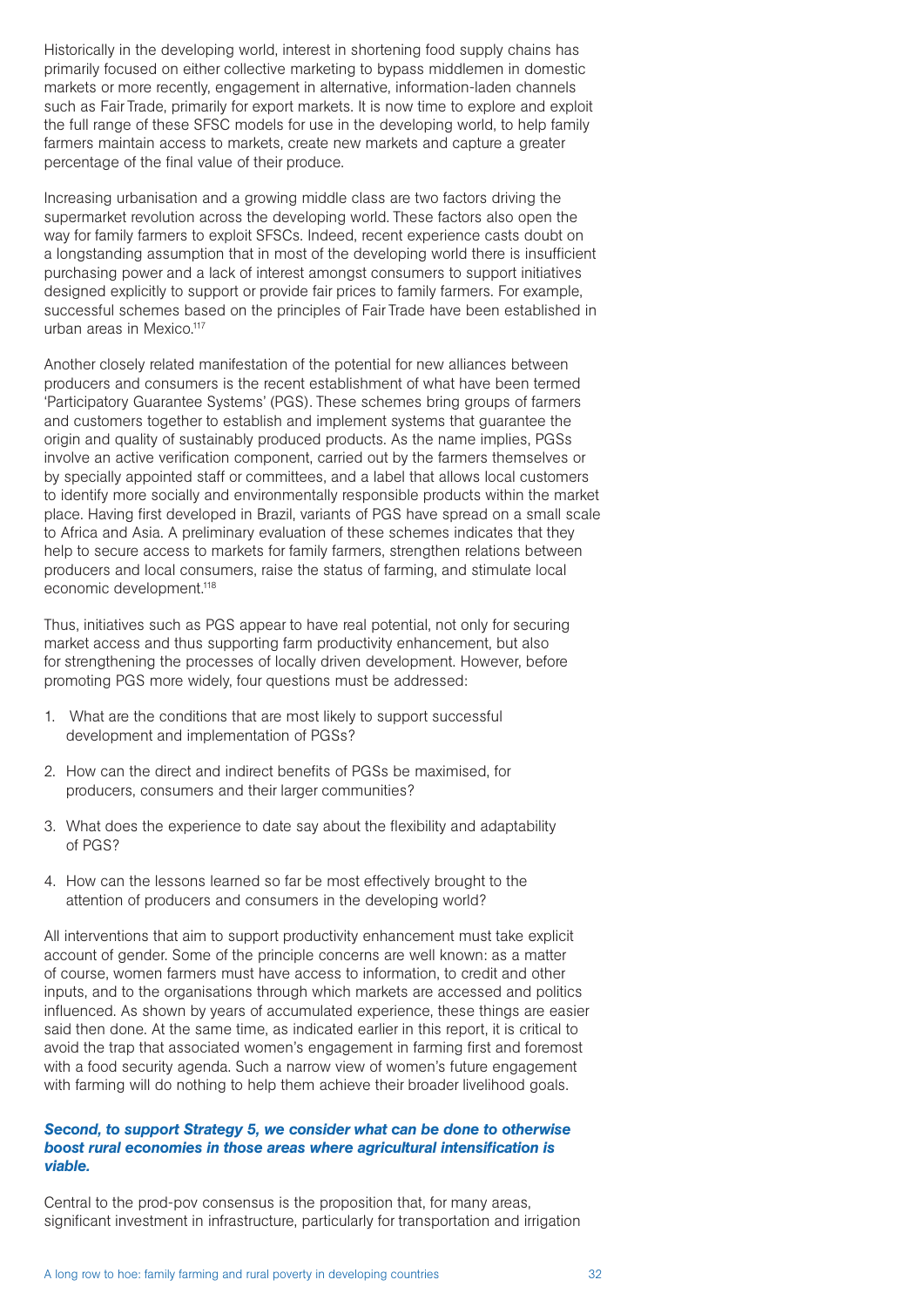Historically in the developing world, interest in shortening food supply chains has primarily focused on either collective marketing to bypass middlemen in domestic markets or more recently, engagement in alternative, information-laden channels such as Fair Trade, primarily for export markets. It is now time to explore and exploit the full range of these SFSC models for use in the developing world, to help family farmers maintain access to markets, create new markets and capture a greater percentage of the final value of their produce.

Increasing urbanisation and a growing middle class are two factors driving the supermarket revolution across the developing world. These factors also open the way for family farmers to exploit SFSCs. Indeed, recent experience casts doubt on a longstanding assumption that in most of the developing world there is insufficient purchasing power and a lack of interest amongst consumers to support initiatives designed explicitly to support or provide fair prices to family farmers. For example, successful schemes based on the principles of Fair Trade have been established in urban areas in Mexico.[117]

Another closely related manifestation of the potential for new alliances between producers and consumers is the recent establishment of what have been termed 'Participatory Guarantee Systems' (PGS). These schemes bring groups of farmers and customers together to establish and implement systems that guarantee the origin and quality of sustainably produced products. As the name implies, PGSs involve an active verification component, carried out by the farmers themselves or by specially appointed staff or committees, and a label that allows local customers to identify more socially and environmentally responsible products within the market place. Having first developed in Brazil, variants of PGS have spread on a small scale to Africa and Asia. A preliminary evaluation of these schemes indicates that they help to secure access to markets for family farmers, strengthen relations between producers and local consumers, raise the status of farming, and stimulate local economic development.[118]

Thus, initiatives such as PGS appear to have real potential, not only for securing market access and thus supporting farm productivity enhancement, but also for strengthening the processes of locally driven development. However, before promoting PGS more widely, four questions must be addressed:

1. What are the conditions that are most likely to support successful development and implementation of PGSs?
2. How can the direct and indirect benefits of PGSs be maximised, for producers, consumers and their larger communities?
3. What does the experience to date say about the flexibility and adaptability of PGS?
4. How can the lessons learned so far be most effectively brought to the attention of producers and consumers in the developing world?

All interventions that aim to support productivity enhancement must take explicit account of gender. Some of the principle concerns are well known: as a matter of course, women farmers must have access to information, to credit and other inputs, and to the organisations through which markets are accessed and politics influenced. As shown by years of accumulated experience, these things are easier said then done. At the same time, as indicated earlier in this report, it is critical to avoid the trap that associated women's engagement in farming first and foremost with a food security agenda. Such a narrow view of women's future engagement with farming will do nothing to help them achieve their broader livelihood goals.

***Second, to support Strategy 5, we consider what can be done to otherwise boost rural economies in those areas where agricultural intensification is viable.***

Central to the prod-pov consensus is the proposition that, for many areas, significant investment in infrastructure, particularly for transportation and irrigation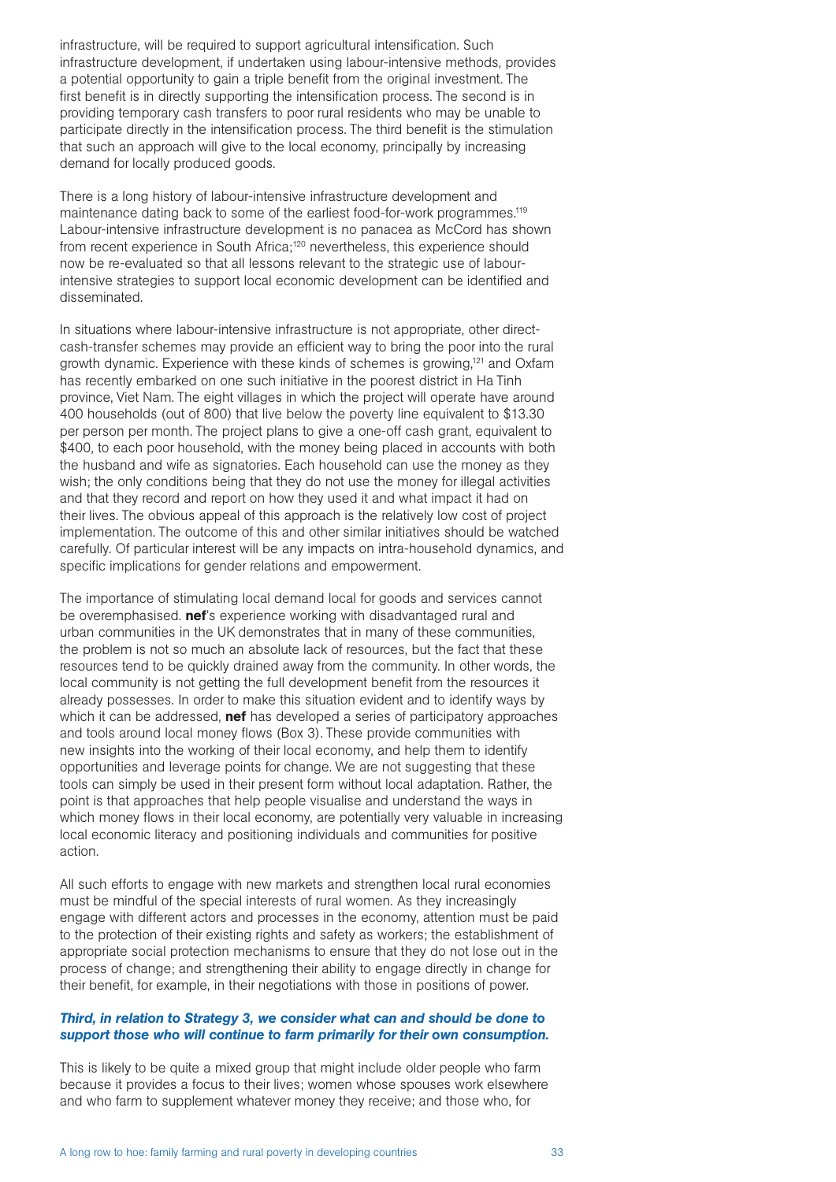infrastructure, will be required to support agricultural intensification. Such infrastructure development, if undertaken using labour-intensive methods, provides a potential opportunity to gain a triple benefit from the original investment. The first benefit is in directly supporting the intensification process. The second is in providing temporary cash transfers to poor rural residents who may be unable to participate directly in the intensification process. The third benefit is the stimulation that such an approach will give to the local economy, principally by increasing demand for locally produced goods.

There is a long history of labour-intensive infrastructure development and maintenance dating back to some of the earliest food-for-work programmes.[119] Labour-intensive infrastructure development is no panacea as McCord has shown from recent experience in South Africa;[120] nevertheless, this experience should now be re-evaluated so that all lessons relevant to the strategic use of labour-intensive strategies to support local economic development can be identified and disseminated.

In situations where labour-intensive infrastructure is not appropriate, other direct-cash-transfer schemes may provide an efficient way to bring the poor into the rural growth dynamic. Experience with these kinds of schemes is growing,[121] and Oxfam has recently embarked on one such initiative in the poorest district in Ha Tinh province, Viet Nam. The eight villages in which the project will operate have around 400 households (out of 800) that live below the poverty line equivalent to $13.30 per person per month. The project plans to give a one-off cash grant, equivalent to $400, to each poor household, with the money being placed in accounts with both the husband and wife as signatories. Each household can use the money as they wish; the only conditions being that they do not use the money for illegal activities and that they record and report on how they used it and what impact it had on their lives. The obvious appeal of this approach is the relatively low cost of project implementation. The outcome of this and other similar initiatives should be watched carefully. Of particular interest will be any impacts on intra-household dynamics, and specific implications for gender relations and empowerment.

The importance of stimulating local demand local for goods and services cannot be overemphasised. **nef**'s experience working with disadvantaged rural and urban communities in the UK demonstrates that in many of these communities, the problem is not so much an absolute lack of resources, but the fact that these resources tend to be quickly drained away from the community. In other words, the local community is not getting the full development benefit from the resources it already possesses. In order to make this situation evident and to identify ways by which it can be addressed, **nef** has developed a series of participatory approaches and tools around local money flows (Box 3). These provide communities with new insights into the working of their local economy, and help them to identify opportunities and leverage points for change. We are not suggesting that these tools can simply be used in their present form without local adaptation. Rather, the point is that approaches that help people visualise and understand the ways in which money flows in their local economy, are potentially very valuable in increasing local economic literacy and positioning individuals and communities for positive action.

All such efforts to engage with new markets and strengthen local rural economies must be mindful of the special interests of rural women. As they increasingly engage with different actors and processes in the economy, attention must be paid to the protection of their existing rights and safety as workers; the establishment of appropriate social protection mechanisms to ensure that they do not lose out in the process of change; and strengthening their ability to engage directly in change for their benefit, for example, in their negotiations with those in positions of power.

***Third, in relation to Strategy 3, we consider what can and should be done to support those who will continue to farm primarily for their own consumption.***

This is likely to be quite a mixed group that might include older people who farm because it provides a focus to their lives; women whose spouses work elsewhere and who farm to supplement whatever money they receive; and those who, for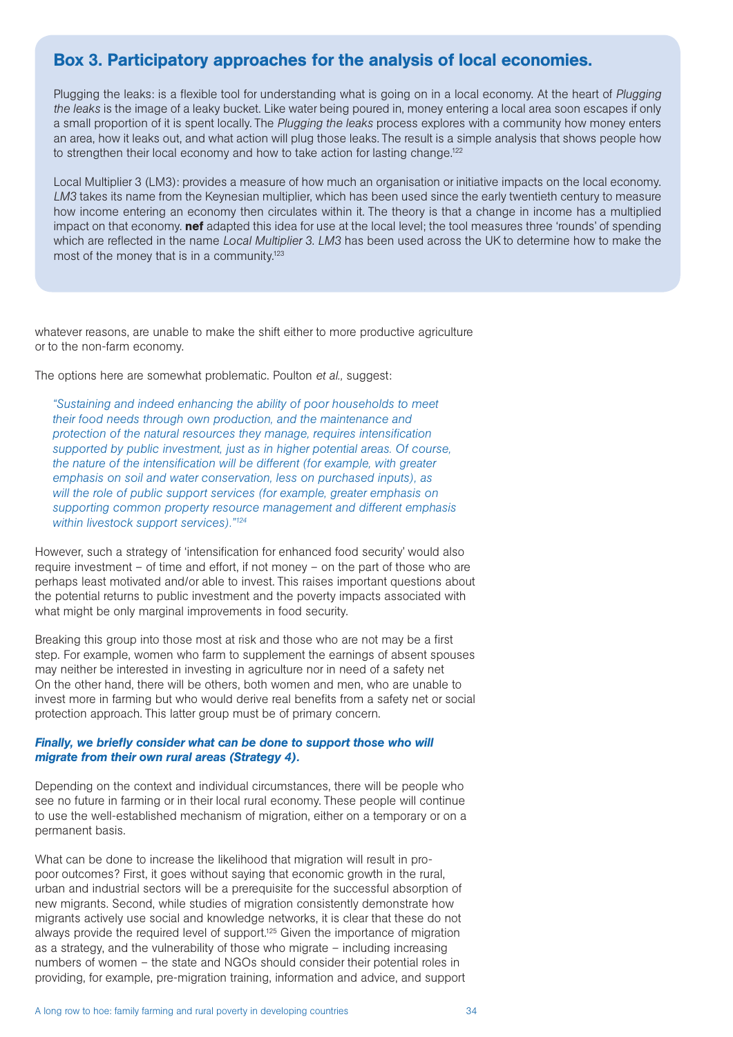## Box 3. Participatory approaches for the analysis of local economies.

Plugging the leaks: is a flexible tool for understanding what is going on in a local economy. At the heart of *Plugging the leaks* is the image of a leaky bucket. Like water being poured in, money entering a local area soon escapes if only a small proportion of it is spent locally. The *Plugging the leaks* process explores with a community how money enters an area, how it leaks out, and what action will plug those leaks. The result is a simple analysis that shows people how to strengthen their local economy and how to take action for lasting change.[122]

Local Multiplier 3 (LM3): provides a measure of how much an organisation or initiative impacts on the local economy. *LM3* takes its name from the Keynesian multiplier, which has been used since the early twentieth century to measure how income entering an economy then circulates within it. The theory is that a change in income has a multiplied impact on that economy. **nef** adapted this idea for use at the local level; the tool measures three 'rounds' of spending which are reflected in the name *Local Multiplier 3. LM3* has been used across the UK to determine how to make the most of the money that is in a community.[123]

whatever reasons, are unable to make the shift either to more productive agriculture or to the non-farm economy.

The options here are somewhat problematic. Poulton *et al.,* suggest:

> *"Sustaining and indeed enhancing the ability of poor households to meet their food needs through own production, and the maintenance and protection of the natural resources they manage, requires intensification supported by public investment, just as in higher potential areas. Of course, the nature of the intensification will be different (for example, with greater emphasis on soil and water conservation, less on purchased inputs), as will the role of public support services (for example, greater emphasis on supporting common property resource management and different emphasis within livestock support services)."*[124]

However, such a strategy of 'intensification for enhanced food security' would also require investment – of time and effort, if not money – on the part of those who are perhaps least motivated and/or able to invest. This raises important questions about the potential returns to public investment and the poverty impacts associated with what might be only marginal improvements in food security.

Breaking this group into those most at risk and those who are not may be a first step. For example, women who farm to supplement the earnings of absent spouses may neither be interested in investing in agriculture nor in need of a safety net On the other hand, there will be others, both women and men, who are unable to invest more in farming but who would derive real benefits from a safety net or social protection approach. This latter group must be of primary concern.

***Finally, we briefly consider what can be done to support those who will migrate from their own rural areas (Strategy 4).***

Depending on the context and individual circumstances, there will be people who see no future in farming or in their local rural economy. These people will continue to use the well-established mechanism of migration, either on a temporary or on a permanent basis.

What can be done to increase the likelihood that migration will result in pro-poor outcomes? First, it goes without saying that economic growth in the rural, urban and industrial sectors will be a prerequisite for the successful absorption of new migrants. Second, while studies of migration consistently demonstrate how migrants actively use social and knowledge networks, it is clear that these do not always provide the required level of support.[125] Given the importance of migration as a strategy, and the vulnerability of those who migrate – including increasing numbers of women – the state and NGOs should consider their potential roles in providing, for example, pre-migration training, information and advice, and support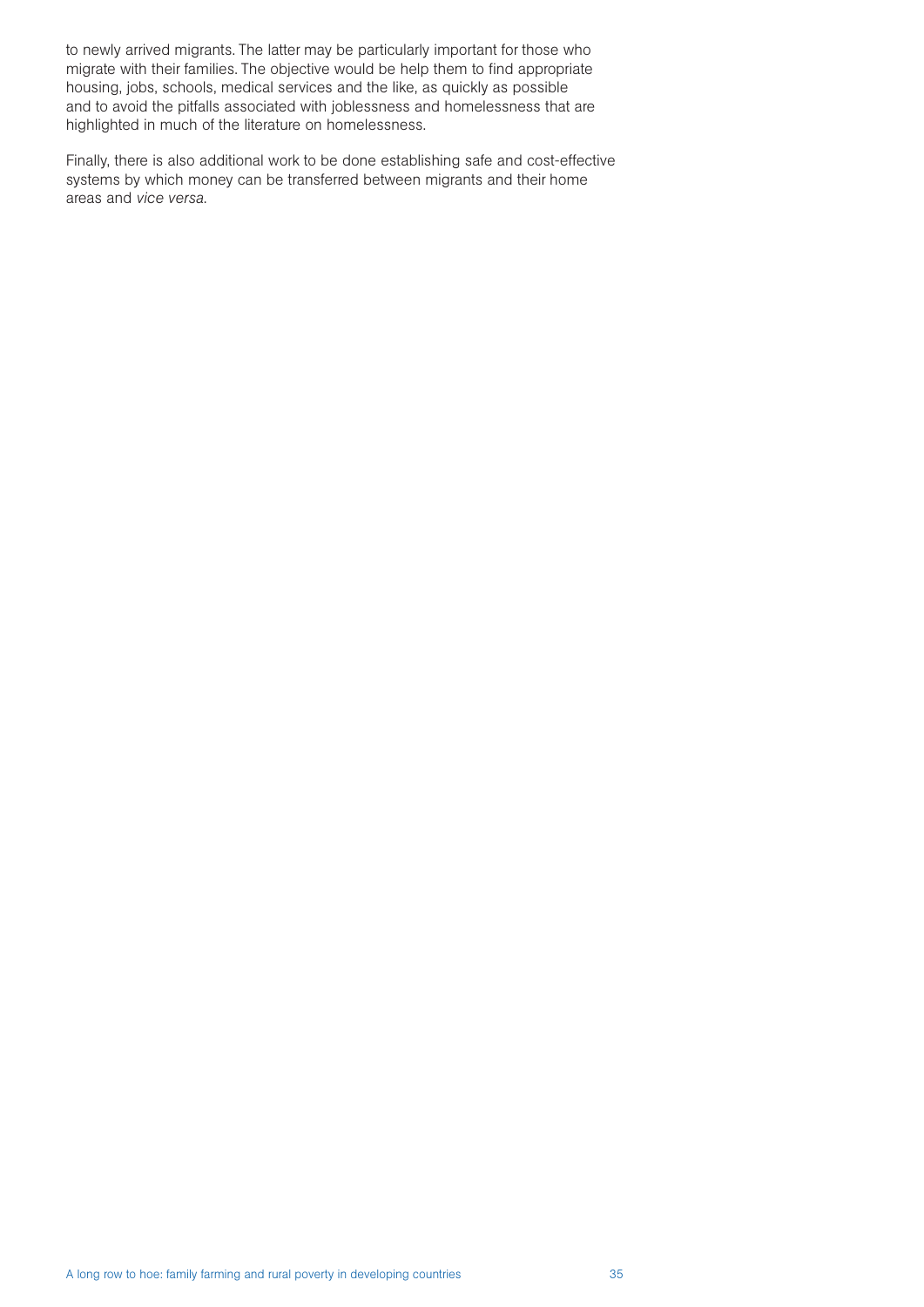to newly arrived migrants. The latter may be particularly important for those who migrate with their families. The objective would be help them to find appropriate housing, jobs, schools, medical services and the like, as quickly as possible and to avoid the pitfalls associated with joblessness and homelessness that are highlighted in much of the literature on homelessness.

Finally, there is also additional work to be done establishing safe and cost-effective systems by which money can be transferred between migrants and their home areas and *vice versa*.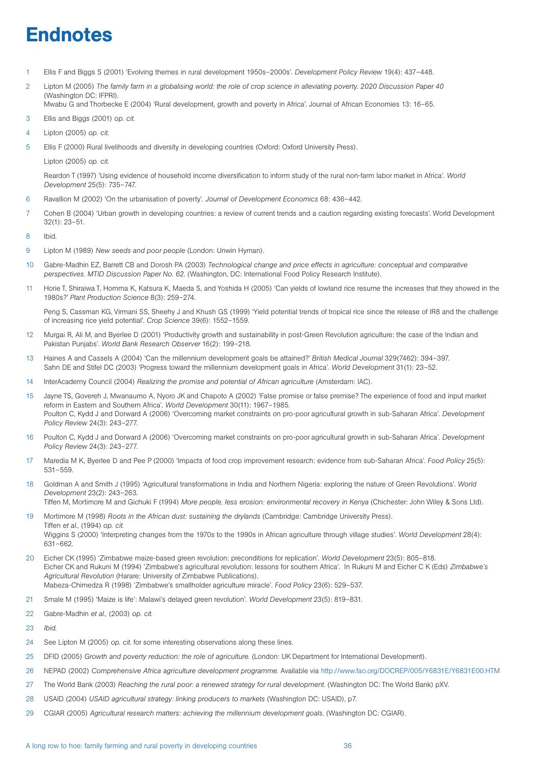# Endnotes

1 Ellis F and Biggs S (2001) 'Evolving themes in rural development 1950s–2000s'. *Development Policy Review* 19(4): 437–448.

2 Lipton M (2005) *The family farm in a globalising world: the role of crop science in alleviating poverty. 2020 Discussion Paper 40* (Washington DC: IFPRI).
Mwabu G and Thorbecke E (2004) 'Rural development, growth and poverty in Africa'. Journal of African Economies 13: 16–65.

3 Ellis and Biggs (2001) *op. cit.*

4 Lipton (2005) *op. cit.*

5 Ellis F (2000) Rural livelihoods and diversity in developing countries (Oxford: Oxford University Press).

Lipton (2005) *op. cit.*

Reardon T (1997) 'Using evidence of household income diversification to inform study of the rural non-farm labor market in Africa'. *World Development* 25(5): 735–747.

6 Ravallion M (2002) 'On the urbanisation of poverty'. *Journal of Development Economics* 68: 436–442.

7 Cohen B (2004) 'Urban growth in developing countries: a review of current trends and a caution regarding existing forecasts'. World Development 32(1): 23–51.

8 Ibid.

9 Lipton M (1989) *New seeds and poor people* (London: Unwin Hyman).

10 Gabre-Madhin EZ, Barrett CB and Dorosh PA (2003) *Technological change and price effects in agriculture: conceptual and comparative perspectives. MTID Discussion Paper No. 62.* (Washington, DC: International Food Policy Research Institute).

11 Horie T, Shiraiwa T, Homma K, Katsura K, Maeda S, and Yoshida H (2005) 'Can yields of lowland rice resume the increases that they showed in the 1980s?' *Plant Production Science* 8(3): 259–274.

Peng S, Cassman KG, Virmani SS, Sheehy J and Khush GS (1999) 'Yield potential trends of tropical rice since the release of IR8 and the challenge of increasing rice yield potential'. *Crop Science* 39(6): 1552–1559.

12 Murgai R, Ali M, and Byerlee D (2001) 'Productivity growth and sustainability in post-Green Revolution agriculture: the case of the Indian and Pakistan Punjabs'. *World Bank Research Observer* 16(2): 199–218.

13 Haines A and Cassels A (2004) 'Can the millennium development goals be attained?' *British Medical Journal* 329(7462): 394–397.
Sahn DE and Stifel DC (2003) 'Progress toward the millennium development goals in Africa'. *World Development* 31(1): 23–52.

14 InterAcademy Council (2004) *Realizing the promise and potential of African agriculture* (Amsterdam: IAC).

15 Jayne TS, Govereh J, Mwanaumo A, Nyoro JK and Chapoto A (2002) 'False promise or false premise? The experience of food and input market reform in Eastern and Southern Africa'. *World Development* 30(11): 1967–1985.
Poulton C, Kydd J and Dorward A (2006) 'Overcoming market constraints on pro-poor agricultural growth in sub-Saharan Africa'. *Development Policy Review* 24(3): 243–277.

16 Poulton C, Kydd J and Dorward A (2006) 'Overcoming market constraints on pro-poor agricultural growth in sub-Saharan Africa'. *Development Policy Review* 24(3): 243–277.

17 Maredia M K, Byerlee D and Pee P (2000) 'Impacts of food crop improvement research: evidence from sub-Saharan Africa'. *Food Policy* 25(5): 531–559.

18 Goldman A and Smith J (1995) 'Agricultural transformations in India and Northern Nigeria: exploring the nature of Green Revolutions'. *World Development* 23(2): 243–263.
Tiffen M, Mortimore M and Gichuki F (1994) *More people, less erosion: environmental recovery in Kenya* (Chichester: John Wiley & Sons Ltd).

19 Mortimore M (1998) *Roots in the African dust: sustaining the drylands* (Cambridge: Cambridge University Press).
Tiffen *et al.,* (1994) *op. cit.*
Wiggins S (2000) 'Interpreting changes from the 1970s to the 1990s in African agriculture through village studies'. *World Development* 28(4): 631–662.

20 Eicher CK (1995) 'Zimbabwe maize-based green revolution: preconditions for replication'. *World Development* 23(5): 805–818.
Eicher CK and Rukuni M (1994) 'Zimbabwe's agricultural revolution: lessons for southern Africa'. In Rukuni M and Eicher C K (Eds) *Zimbabwe's Agricultural Revolution* (Harare: University of Zimbabwe Publications).
Mabeza-Chimedza R (1998) 'Zimbabwe's smallholder agriculture miracle'. *Food Policy* 23(6): 529–537.

21 Smale M (1995) 'Maize is life': Malawi's delayed green revolution'. *World Development* 23(5): 819–831.

22 Gabre-Madhin *et al.,* (2003) *op. cit.*

23 *Ibid.*

24 See Lipton M (2005) *op. cit.* for some interesting observations along these lines.

25 DFID (2005) *Growth and poverty reduction: the role of agriculture.* (London: UK Department for International Development).

26 NEPAD (2002) *Comprehensive Africa agriculture development programme.* Available via http://www.fao.org/DOCREP/005/Y6831E/Y6831E00.HTM

27 The World Bank (2003) *Reaching the rural poor: a renewed strategy for rural development.* (Washington DC: The World Bank) pXV.

28 USAID (2004) *USAID agricultural strategy: linking producers to markets* (Washington DC: USAID), p7.

29 CGIAR (2005) *Agricultural research matters: achieving the millennium development goals.* (Washington DC: CGIAR).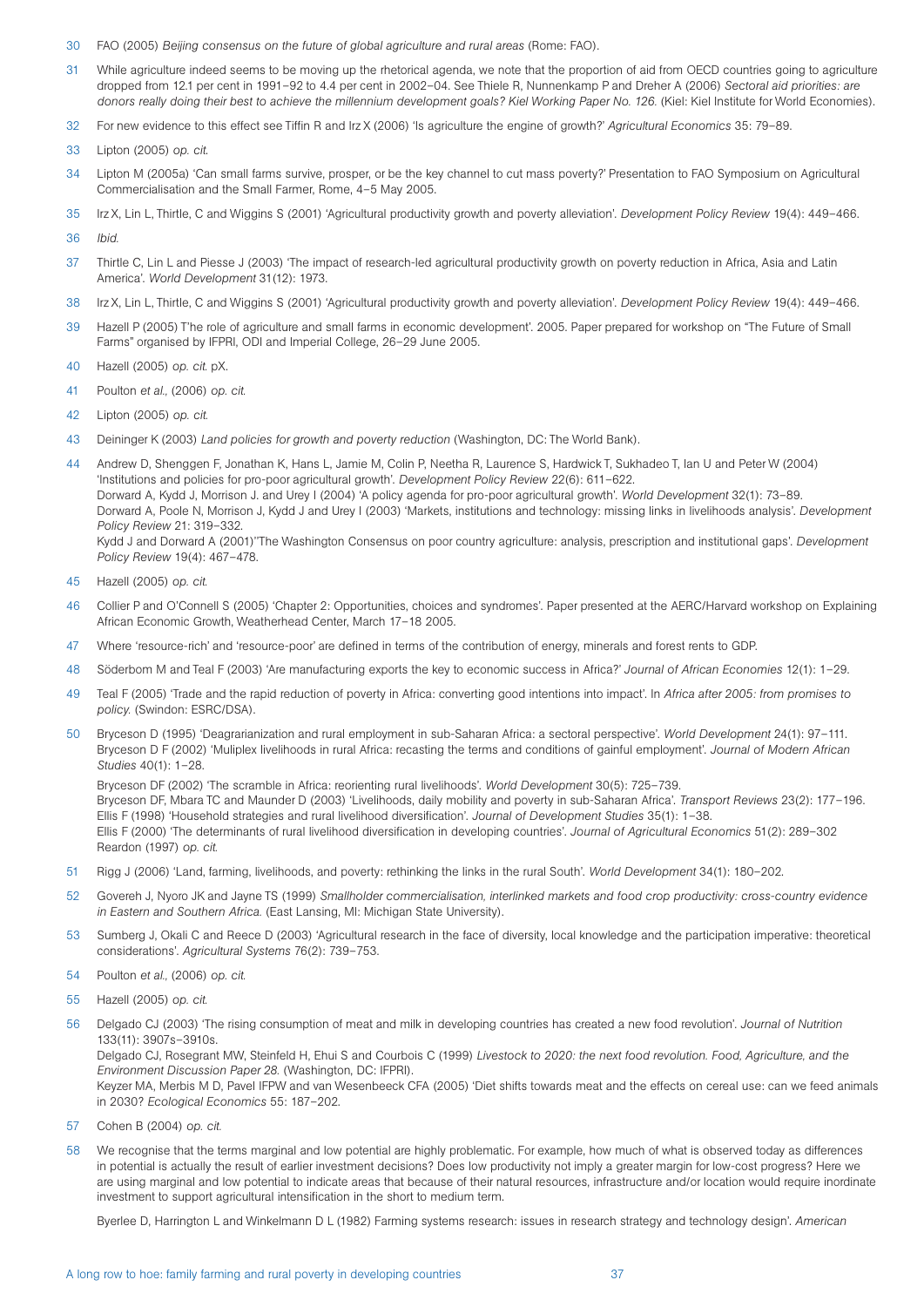30 FAO (2005) *Beijing consensus on the future of global agriculture and rural areas* (Rome: FAO).

31 While agriculture indeed seems to be moving up the rhetorical agenda, we note that the proportion of aid from OECD countries going to agriculture dropped from 12.1 per cent in 1991–92 to 4.4 per cent in 2002–04. See Thiele R, Nunnenkamp P and Dreher A (2006) *Sectoral aid priorities: are donors really doing their best to achieve the millennium development goals? Kiel Working Paper No. 126.* (Kiel: Kiel Institute for World Economies).

32 For new evidence to this effect see Tiffin R and Irz X (2006) 'Is agriculture the engine of growth?' *Agricultural Economics* 35: 79–89.

33 Lipton (2005) *op. cit.*

34 Lipton M (2005a) 'Can small farms survive, prosper, or be the key channel to cut mass poverty?' Presentation to FAO Symposium on Agricultural Commercialisation and the Small Farmer, Rome, 4–5 May 2005.

35 Irz X, Lin L, Thirtle, C and Wiggins S (2001) 'Agricultural productivity growth and poverty alleviation'. *Development Policy Review* 19(4): 449–466.

36 *Ibid.*

37 Thirtle C, Lin L and Piesse J (2003) 'The impact of research-led agricultural productivity growth on poverty reduction in Africa, Asia and Latin America'. *World Development* 31(12): 1973.

38 Irz X, Lin L, Thirtle, C and Wiggins S (2001) 'Agricultural productivity growth and poverty alleviation'. *Development Policy Review* 19(4): 449–466.

39 Hazell P (2005) T'he role of agriculture and small farms in economic development'. 2005. Paper prepared for workshop on "The Future of Small Farms" organised by IFPRI, ODI and Imperial College, 26–29 June 2005.

40 Hazell (2005) *op. cit.* pX.

41 Poulton *et al.,* (2006) *op. cit.*

42 Lipton (2005) *op. cit.*

43 Deininger K (2003) *Land policies for growth and poverty reduction* (Washington, DC: The World Bank).

44 Andrew D, Shenggen F, Jonathan K, Hans L, Jamie M, Colin P, Neetha R, Laurence S, Hardwick T, Sukhadeo T, Ian U and Peter W (2004) 'Institutions and policies for pro-poor agricultural growth'. *Development Policy Review* 22(6): 611–622.
Dorward A, Kydd J, Morrison J. and Urey I (2004) 'A policy agenda for pro-poor agricultural growth'. *World Development* 32(1): 73–89.
Dorward A, Poole N, Morrison J, Kydd J and Urey I (2003) 'Markets, institutions and technology: missing links in livelihoods analysis'. *Development Policy Review* 21: 319–332.
Kydd J and Dorward A (2001)'The Washington Consensus on poor country agriculture: analysis, prescription and institutional gaps'. *Development Policy Review* 19(4): 467–478.

45 Hazell (2005) *op. cit.*

46 Collier P and O'Connell S (2005) 'Chapter 2: Opportunities, choices and syndromes'. Paper presented at the AERC/Harvard workshop on Explaining African Economic Growth, Weatherhead Center, March 17–18 2005.

47 Where 'resource-rich' and 'resource-poor' are defined in terms of the contribution of energy, minerals and forest rents to GDP.

48 Söderbom M and Teal F (2003) 'Are manufacturing exports the key to economic success in Africa?' *Journal of African Economies* 12(1): 1–29.

49 Teal F (2005) 'Trade and the rapid reduction of poverty in Africa: converting good intentions into impact'. In *Africa after 2005: from promises to policy.* (Swindon: ESRC/DSA).

50 Bryceson D (1995) 'Deagrarianization and rural employment in sub-Saharan Africa: a sectoral perspective'. *World Development* 24(1): 97–111.
Bryceson D F (2002) 'Muliplex livelihoods in rural Africa: recasting the terms and conditions of gainful employment'. *Journal of Modern African Studies* 40(1): 1–28.
Bryceson DF (2002) 'The scramble in Africa: reorienting rural livelihoods'. *World Development* 30(5): 725–739.
Bryceson DF, Mbara TC and Maunder D (2003) 'Livelihoods, daily mobility and poverty in sub-Saharan Africa'. *Transport Reviews* 23(2): 177–196.
Ellis F (1998) 'Household strategies and rural livelihood diversification'. *Journal of Development Studies* 35(1): 1–38.
Ellis F (2000) 'The determinants of rural livelihood diversification in developing countries'. *Journal of Agricultural Economics* 51(2): 289–302
Reardon (1997) *op. cit.*

51 Rigg J (2006) 'Land, farming, livelihoods, and poverty: rethinking the links in the rural South'. *World Development* 34(1): 180–202.

52 Govereh J, Nyoro JK and Jayne TS (1999) *Smallholder commercialisation, interlinked markets and food crop productivity: cross-country evidence in Eastern and Southern Africa.* (East Lansing, MI: Michigan State University).

53 Sumberg J, Okali C and Reece D (2003) 'Agricultural research in the face of diversity, local knowledge and the participation imperative: theoretical considerations'. *Agricultural Systems* 76(2): 739–753.

54 Poulton *et al.,* (2006) *op. cit.*

55 Hazell (2005) *op. cit.*

56 Delgado CJ (2003) 'The rising consumption of meat and milk in developing countries has created a new food revolution'. *Journal of Nutrition* 133(11): 3907s–3910s.
Delgado CJ, Rosegrant MW, Steinfeld H, Ehui S and Courbois C (1999) *Livestock to 2020: the next food revolution. Food, Agriculture, and the Environment Discussion Paper 28.* (Washington, DC: IFPRI).
Keyzer MA, Merbis M D, Pavel IFPW and van Wesenbeeck CFA (2005) 'Diet shifts towards meat and the effects on cereal use: can we feed animals in 2030? *Ecological Economics* 55: 187–202.

57 Cohen B (2004) *op. cit.*

58 We recognise that the terms marginal and low potential are highly problematic. For example, how much of what is observed today as differences in potential is actually the result of earlier investment decisions? Does low productivity not imply a greater margin for low-cost progress? Here we are using marginal and low potential to indicate areas that because of their natural resources, infrastructure and/or location would require inordinate investment to support agricultural intensification in the short to medium term.

Byerlee D, Harrington L and Winkelmann D L (1982) Farming systems research: issues in research strategy and technology design'. *American*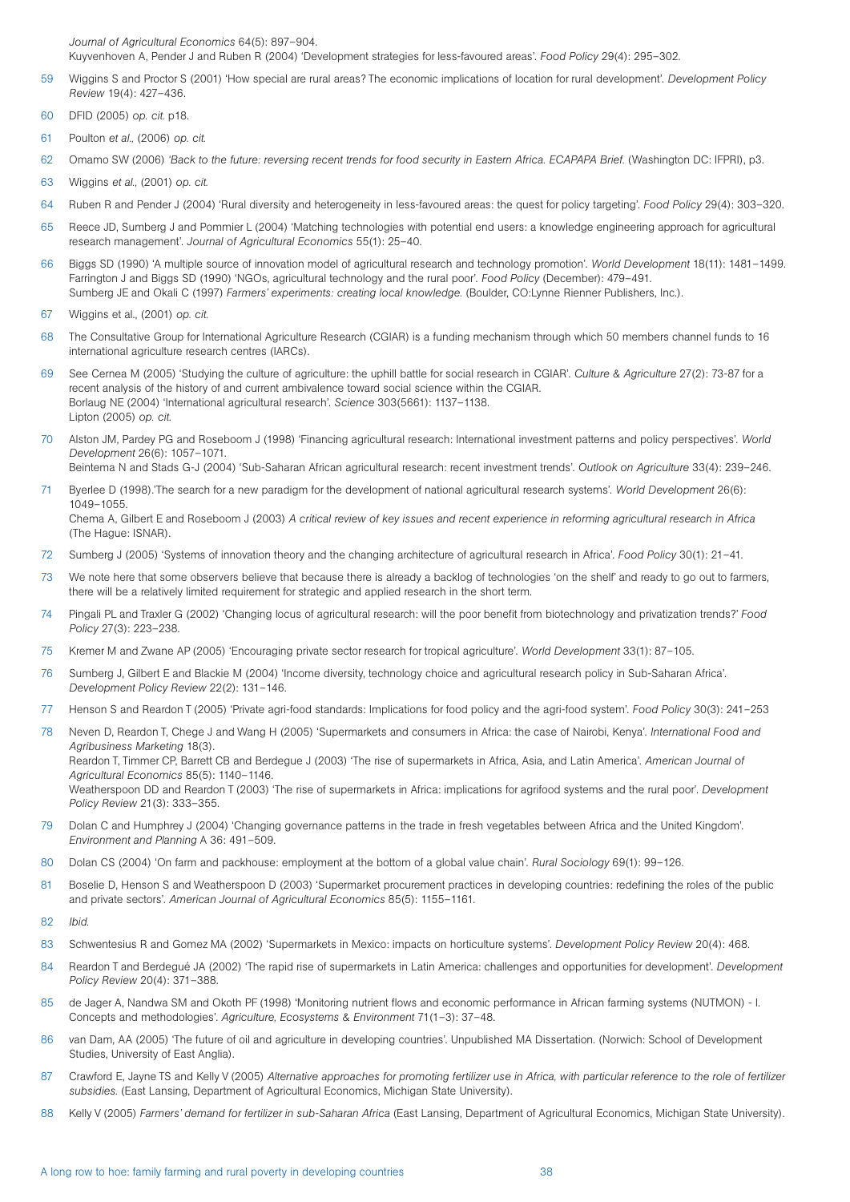*Journal of Agricultural Economics* 64(5): 897–904.
Kuyvenhoven A, Pender J and Ruben R (2004) 'Development strategies for less-favoured areas'. *Food Policy* 29(4): 295–302.

59 Wiggins S and Proctor S (2001) 'How special are rural areas? The economic implications of location for rural development'. *Development Policy Review* 19(4): 427–436.

60 DFID (2005) *op. cit.* p18.

61 Poulton *et al.,* (2006) *op. cit.*

62 Omamo SW (2006) *'Back to the future: reversing recent trends for food security in Eastern Africa. ECAPAPA Brief.* (Washington DC: IFPRI), p3.

63 Wiggins *et al.,* (2001) *op. cit.*

64 Ruben R and Pender J (2004) 'Rural diversity and heterogeneity in less-favoured areas: the quest for policy targeting'. *Food Policy* 29(4): 303–320.

65 Reece JD, Sumberg J and Pommier L (2004) 'Matching technologies with potential end users: a knowledge engineering approach for agricultural research management'. *Journal of Agricultural Economics* 55(1): 25–40.

66 Biggs SD (1990) 'A multiple source of innovation model of agricultural research and technology promotion'. *World Development* 18(11): 1481–1499.
Farrington J and Biggs SD (1990) 'NGOs, agricultural technology and the rural poor'. *Food Policy* (December): 479–491.
Sumberg JE and Okali C (1997) *Farmers' experiments: creating local knowledge.* (Boulder, CO:Lynne Rienner Publishers, Inc.).

67 Wiggins et al., (2001) *op. cit.*

68 The Consultative Group for International Agriculture Research (CGIAR) is a funding mechanism through which 50 members channel funds to 16 international agriculture research centres (IARCs).

69 See Cernea M (2005) 'Studying the culture of agriculture: the uphill battle for social research in CGIAR'. *Culture & Agriculture* 27(2): 73-87 for a recent analysis of the history of and current ambivalence toward social science within the CGIAR.
Borlaug NE (2004) 'International agricultural research'. *Science* 303(5661): 1137–1138.
Lipton (2005) *op. cit.*

70 Alston JM, Pardey PG and Roseboom J (1998) 'Financing agricultural research: International investment patterns and policy perspectives'. *World Development* 26(6): 1057–1071.
Beintema N and Stads G-J (2004) 'Sub-Saharan African agricultural research: recent investment trends'. *Outlook on Agriculture* 33(4): 239–246.

71 Byerlee D (1998).'The search for a new paradigm for the development of national agricultural research systems'. *World Development* 26(6): 1049–1055.
Chema A, Gilbert E and Roseboom J (2003) *A critical review of key issues and recent experience in reforming agricultural research in Africa* (The Hague: ISNAR).

72 Sumberg J (2005) 'Systems of innovation theory and the changing architecture of agricultural research in Africa'. *Food Policy* 30(1): 21–41.

73 We note here that some observers believe that because there is already a backlog of technologies 'on the shelf' and ready to go out to farmers, there will be a relatively limited requirement for strategic and applied research in the short term.

74 Pingali PL and Traxler G (2002) 'Changing locus of agricultural research: will the poor benefit from biotechnology and privatization trends?' *Food Policy* 27(3): 223–238.

75 Kremer M and Zwane AP (2005) 'Encouraging private sector research for tropical agriculture'. *World Development* 33(1): 87–105.

76 Sumberg J, Gilbert E and Blackie M (2004) 'Income diversity, technology choice and agricultural research policy in Sub-Saharan Africa'. *Development Policy Review* 22(2): 131–146.

77 Henson S and Reardon T (2005) 'Private agri-food standards: Implications for food policy and the agri-food system'. *Food Policy* 30(3): 241–253

78 Neven D, Reardon T, Chege J and Wang H (2005) 'Supermarkets and consumers in Africa: the case of Nairobi, Kenya'. *International Food and Agribusiness Marketing* 18(3).
Reardon T, Timmer CP, Barrett CB and Berdegue J (2003) 'The rise of supermarkets in Africa, Asia, and Latin America'. *American Journal of Agricultural Economics* 85(5): 1140–1146.
Weatherspoon DD and Reardon T (2003) 'The rise of supermarkets in Africa: implications for agrifood systems and the rural poor'. *Development Policy Review* 21(3): 333–355.

79 Dolan C and Humphrey J (2004) 'Changing governance patterns in the trade in fresh vegetables between Africa and the United Kingdom'. *Environment and Planning* A 36: 491–509.

80 Dolan CS (2004) 'On farm and packhouse: employment at the bottom of a global value chain'. *Rural Sociology* 69(1): 99–126.

81 Boselie D, Henson S and Weatherspoon D (2003) 'Supermarket procurement practices in developing countries: redefining the roles of the public and private sectors'. *American Journal of Agricultural Economics* 85(5): 1155–1161.

82 *Ibid.*

83 Schwentesius R and Gomez MA (2002) 'Supermarkets in Mexico: impacts on horticulture systems'. *Development Policy Review* 20(4): 468.

84 Reardon T and Berdegué JA (2002) 'The rapid rise of supermarkets in Latin America: challenges and opportunities for development'. *Development Policy Review* 20(4): 371–388.

85 de Jager A, Nandwa SM and Okoth PF (1998) 'Monitoring nutrient flows and economic performance in African farming systems (NUTMON) - I. Concepts and methodologies'. *Agriculture, Ecosystems & Environment* 71(1–3): 37–48.

86 van Dam, AA (2005) 'The future of oil and agriculture in developing countries'. Unpublished MA Dissertation. (Norwich: School of Development Studies, University of East Anglia).

87 Crawford E, Jayne TS and Kelly V (2005) *Alternative approaches for promoting fertilizer use in Africa, with particular reference to the role of fertilizer subsidies.* (East Lansing, Department of Agricultural Economics, Michigan State University).

88 Kelly V (2005) *Farmers' demand for fertilizer in sub-Saharan Africa* (East Lansing, Department of Agricultural Economics, Michigan State University).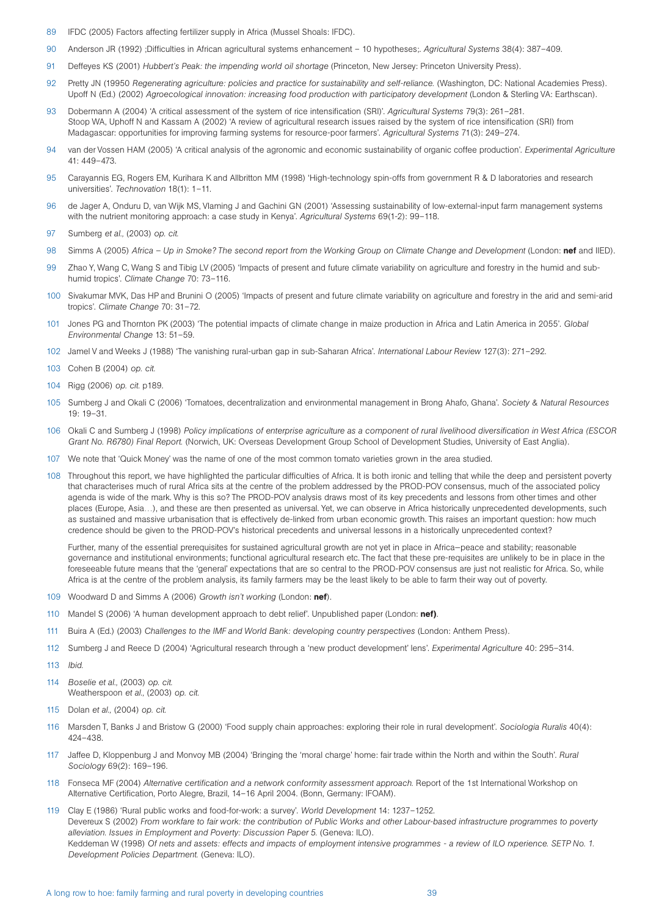89 IFDC (2005) Factors affecting fertilizer supply in Africa (Mussel Shoals: IFDC).

90 Anderson JR (1992) ;Difficulties in African agricultural systems enhancement – 10 hypotheses;. *Agricultural Systems* 38(4): 387–409.

91 Deffeyes KS (2001) *Hubbert's Peak: the impending world oil shortage* (Princeton, New Jersey: Princeton University Press).

92 Pretty JN (19950 *Regenerating agriculture: policies and practice for sustainability and self-reliance.* (Washington, DC: National Academies Press).
Upoff N (Ed.) (2002) *Agroecological innovation: increasing food production with participatory development* (London & Sterling VA: Earthscan).

93 Dobermann A (2004) 'A critical assessment of the system of rice intensification (SRI)'. *Agricultural Systems* 79(3): 261–281.
Stoop WA, Uphoff N and Kassam A (2002) 'A review of agricultural research issues raised by the system of rice intensification (SRI) from Madagascar: opportunities for improving farming systems for resource-poor farmers'. *Agricultural Systems* 71(3): 249–274.

94 van der Vossen HAM (2005) 'A critical analysis of the agronomic and economic sustainability of organic coffee production'. *Experimental Agriculture* 41: 449–473.

95 Carayannis EG, Rogers EM, Kurihara K and Allbritton MM (1998) 'High-technology spin-offs from government R & D laboratories and research universities'. *Technovation* 18(1): 1–11.

96 de Jager A, Onduru D, van Wijk MS, Vlaming J and Gachini GN (2001) 'Assessing sustainability of low-external-input farm management systems with the nutrient monitoring approach: a case study in Kenya'. *Agricultural Systems* 69(1-2): 99–118.

97 Sumberg *et al.,* (2003) *op. cit.*

98 Simms A (2005) *Africa – Up in Smoke? The second report from the Working Group on Climate Change and Development* (London: **nef** and IIED).

99 Zhao Y, Wang C, Wang S and Tibig LV (2005) 'Impacts of present and future climate variability on agriculture and forestry in the humid and sub-humid tropics'. *Climate Change* 70: 73–116.

100 Sivakumar MVK, Das HP and Brunini O (2005) 'Impacts of present and future climate variability on agriculture and forestry in the arid and semi-arid tropics'. *Climate Change* 70: 31–72.

101 Jones PG and Thornton PK (2003) 'The potential impacts of climate change in maize production in Africa and Latin America in 2055'. *Global Environmental Change* 13: 51–59.

102 Jamel V and Weeks J (1988) 'The vanishing rural-urban gap in sub-Saharan Africa'. *International Labour Review* 127(3): 271–292.

103 Cohen B (2004) *op. cit.*

104 Rigg (2006) *op. cit.* p189.

105 Sumberg J and Okali C (2006) 'Tomatoes, decentralization and environmental management in Brong Ahafo, Ghana'. *Society & Natural Resources* 19: 19–31.

106 Okali C and Sumberg J (1998) *Policy implications of enterprise agriculture as a component of rural livelihood diversification in West Africa (ESCOR Grant No. R6780) Final Report.* (Norwich, UK: Overseas Development Group School of Development Studies, University of East Anglia).

107 We note that 'Quick Money' was the name of one of the most common tomato varieties grown in the area studied.

108 Throughout this report, we have highlighted the particular difficulties of Africa. It is both ironic and telling that while the deep and persistent poverty that characterises much of rural Africa sits at the centre of the problem addressed by the PROD-POV consensus, much of the associated policy agenda is wide of the mark. Why is this so? The PROD-POV analysis draws most of its key precedents and lessons from other times and other places (Europe, Asia…), and these are then presented as universal. Yet, we can observe in Africa historically unprecedented developments, such as sustained and massive urbanisation that is effectively de-linked from urban economic growth. This raises an important question: how much credence should be given to the PROD-POV's historical precedents and universal lessons in a historically unprecedented context?

Further, many of the essential prerequisites for sustained agricultural growth are not yet in place in Africa—peace and stability; reasonable governance and institutional environments; functional agricultural research etc. The fact that these pre-requisites are unlikely to be in place in the foreseeable future means that the 'general' expectations that are so central to the PROD-POV consensus are just not realistic for Africa. So, while Africa is at the centre of the problem analysis, its family farmers may be the least likely to be able to farm their way out of poverty.

109 Woodward D and Simms A (2006) *Growth isn't working* (London: **nef**).

110 Mandel S (2006) 'A human development approach to debt relief'. Unpublished paper (London: **nef)**.

111 Buira A (Ed.) (2003) *Challenges to the IMF and World Bank: developing country perspectives* (London: Anthem Press).

112 Sumberg J and Reece D (2004) 'Agricultural research through a 'new product development' lens'. *Experimental Agriculture* 40: 295–314.

113 *Ibid.*

114 *Boselie et al.,* (2003) *op. cit.*
Weatherspoon *et al.,* (2003) *op. cit.*

115 Dolan *et al.,* (2004) *op. cit.*

116 Marsden T, Banks J and Bristow G (2000) 'Food supply chain approaches: exploring their role in rural development'. *Sociologia Ruralis* 40(4): 424–438.

117 Jaffee D, Kloppenburg J and Monvoy MB (2004) 'Bringing the 'moral charge' home: fair trade within the North and within the South'. *Rural Sociology* 69(2): 169–196.

118 Fonseca MF (2004) *Alternative certification and a network conformity assessment approach.* Report of the 1st International Workshop on Alternative Certification, Porto Alegre, Brazil, 14–16 April 2004. (Bonn, Germany: IFOAM).

119 Clay E (1986) 'Rural public works and food-for-work: a survey'. *World Development* 14: 1237–1252.
Devereux S (2002) *From workfare to fair work: the contribution of Public Works and other Labour-based infrastructure programmes to poverty alleviation. Issues in Employment and Poverty: Discussion Paper 5.* (Geneva: ILO).
Keddeman W (1998) *Of nets and assets: effects and impacts of employment intensive programmes - a review of ILO rxperience. SETP No. 1. Development Policies Department.* (Geneva: ILO).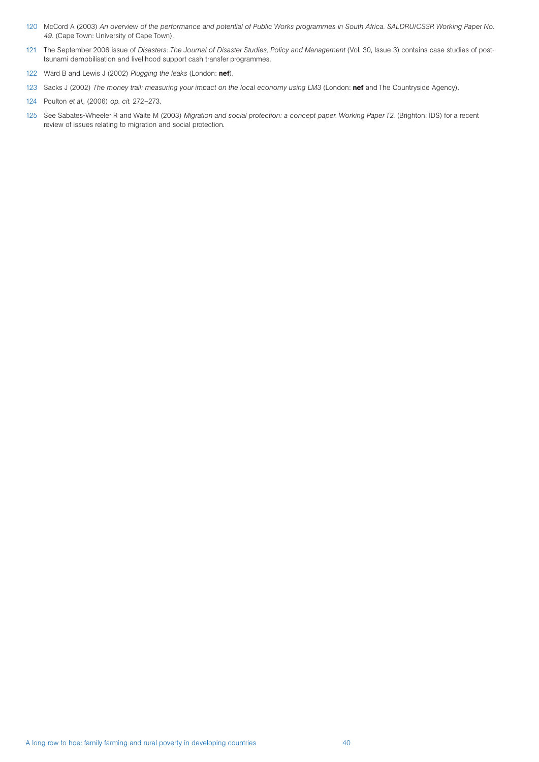120 McCord A (2003) *An overview of the performance and potential of Public Works programmes in South Africa. SALDRU/CSSR Working Paper No. 49.* (Cape Town: University of Cape Town).

121 The September 2006 issue of *Disasters: The Journal of Disaster Studies, Policy and Management* (Vol. 30, Issue 3) contains case studies of post-tsunami demobilisation and livelihood support cash transfer programmes.

122 Ward B and Lewis J (2002) *Plugging the leaks* (London: **nef**).

123 Sacks J (2002) *The money trail: measuring your impact on the local economy using LM3* (London: **nef** and The Countryside Agency).

124 Poulton *et al.,* (2006) *op. cit.* 272–273.

125 See Sabates-Wheeler R and Waite M (2003) *Migration and social protection: a concept paper. Working Paper T2.* (Brighton: IDS) for a recent review of issues relating to migration and social protection.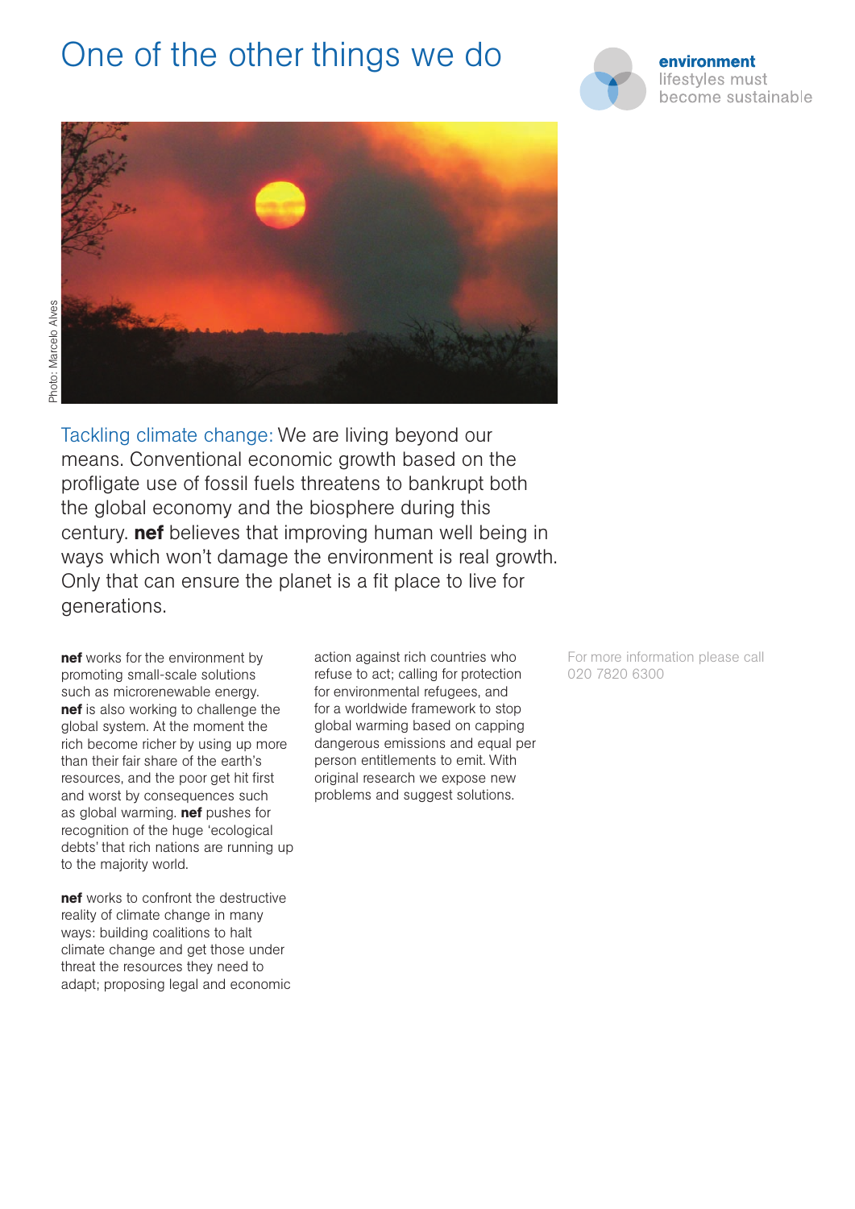# One of the other things we do

**environment**
lifestyles must become sustainable

Photo: Marcelo Alves

Tackling climate change: We are living beyond our means. Conventional economic growth based on the profligate use of fossil fuels threatens to bankrupt both the global economy and the biosphere during this century. **nef** believes that improving human well being in ways which won't damage the environment is real growth. Only that can ensure the planet is a fit place to live for generations.

**nef** works for the environment by promoting small-scale solutions such as microrenewable energy. **nef** is also working to challenge the global system. At the moment the rich become richer by using up more than their fair share of the earth's resources, and the poor get hit first and worst by consequences such as global warming. **nef** pushes for recognition of the huge 'ecological debts' that rich nations are running up to the majority world.

**nef** works to confront the destructive reality of climate change in many ways: building coalitions to halt climate change and get those under threat the resources they need to adapt; proposing legal and economic action against rich countries who refuse to act; calling for protection for environmental refugees, and for a worldwide framework to stop global warming based on capping dangerous emissions and equal per person entitlements to emit. With original research we expose new problems and suggest solutions.

For more information please call 020 7820 6300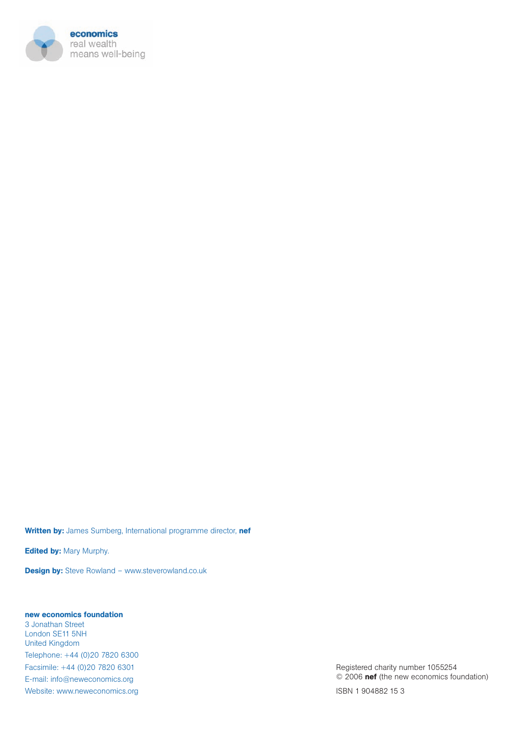economics
real wealth
means well-being

**Written by:** James Sumberg, International programme director, **nef**

**Edited by:** Mary Murphy.

**Design by:** Steve Rowland – www.steverowland.co.uk

**new economics foundation**
3 Jonathan Street
London SE11 5NH
United Kingdom
Telephone: +44 (0)20 7820 6300
Facsimile: +44 (0)20 7820 6301
E-mail: info@neweconomics.org
Website: www.neweconomics.org

Registered charity number 1055254
© 2006 **nef** (the new economics foundation)

ISBN 1 904882 15 3